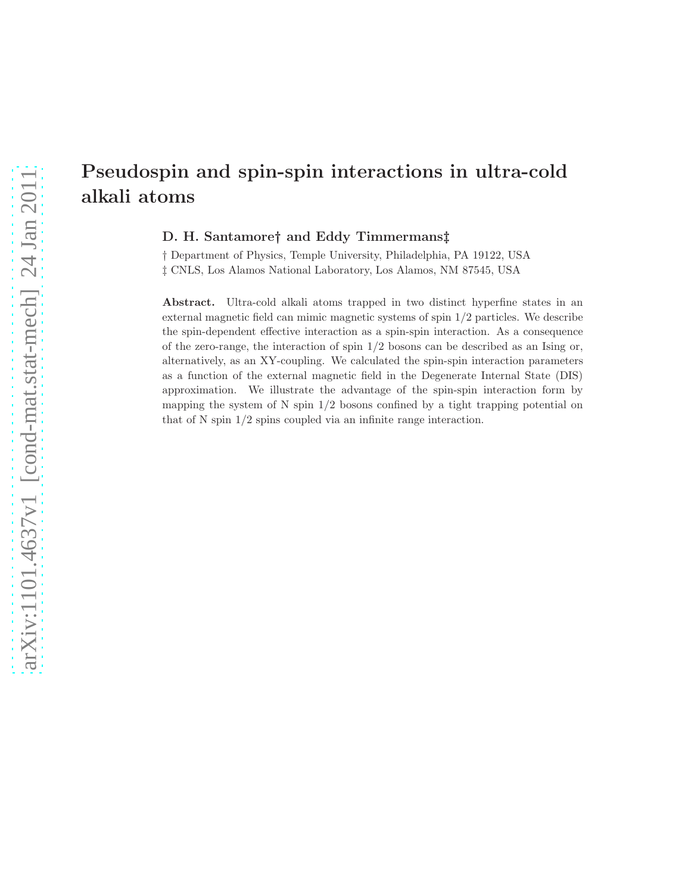# Pseudospin and spin-spin interactions in ultra-cold alkali atoms

**D. H. Santamore† and Eddy Timmermans‡**

† Department of Physics, Temple University, Philadelphia, PA 19122, USA

‡ CNLS, Los Alamos National Laboratory, Los Alamos, NM 87545, USA

**Abstract.** Ultra-cold alkali atoms trapped in two distinct hyperfine states in an external magnetic field can mimic magnetic systems of spin 1/2 particles. We describe the spin-dependent effective interaction as a spin-spin interaction. As a consequence of the zero-range, the interaction of spin 1/2 bosons can be described as an Ising or, alternatively, as an XY-coupling. We calculated the spin-spin interaction parameters as a function of the external magnetic field in the Degenerate Internal State (DIS) approximation. We illustrate the advantage of the spin-spin interaction form by mapping the system of N spin 1/2 bosons confined by a tight trapping potential on that of N spin 1/2 spins coupled via an infinite range interaction.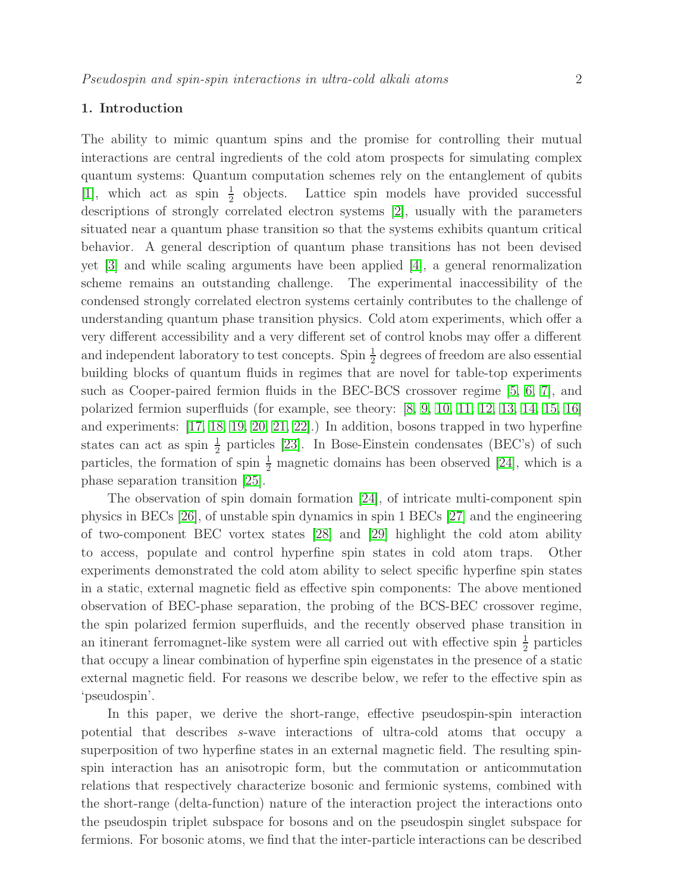## 1. Introduction

The ability to mimic quantum spins and the promise for controlling their mutual interactions are central ingredients of the cold atom prospects for simulating complex quantum systems: Quantum computation schemes rely on the entanglement of qubits [1], which act as spin $\frac{1}{2}$ objects. Lattice spin models have provided successful descriptions of strongly correlated electron systems [2], usually with the parameters situated near a quantum phase transition so that the systems exhibits quantum critical behavior. A general description of quantum phase transitions has not been devised yet [3] and while scaling arguments have been applied [4], a general renormalization scheme remains an outstanding challenge. The experimental inaccessibility of the condensed strongly correlated electron systems certainly contributes to the challenge of understanding quantum phase transition physics. Cold atom experiments, which offer a very different accessibility and a very different set of control knobs may offer a different and independent laboratory to test concepts. Spin $\frac{1}{2}$ degrees of freedom are also essential building blocks of quantum fluids in regimes that are novel for table-top experiments such as Cooper-paired fermion fluids in the BEC-BCS crossover regime [5, 6, 7], and polarized fermion superfluids (for example, see theory: [8, 9, 10, 11, 12, 13, 14, 15, 16] and experiments: [17, 18, 19, 20, 21, 22].) In addition, bosons trapped in two hyperfine states can act as spin $\frac{1}{2}$ particles [23]. In Bose-Einstein condensates (BEC's) of such particles, the formation of spin $\frac{1}{2}$ magnetic domains has been observed [24], which is a phase separation transition [25].

The observation of spin domain formation [24], of intricate multi-component spin physics in BECs [26], of unstable spin dynamics in spin 1 BECs [27] and the engineering of two-component BEC vortex states [28] and [29] highlight the cold atom ability to access, populate and control hyperfine spin states in cold atom traps. Other experiments demonstrated the cold atom ability to select specific hyperfine spin states in a static, external magnetic field as effective spin components: The above mentioned observation of BEC-phase separation, the probing of the BCS-BEC crossover regime, the spin polarized fermion superfluids, and the recently observed phase transition in an itinerant ferromagnet-like system were all carried out with effective spin $\frac{1}{2}$ particles that occupy a linear combination of hyperfine spin eigenstates in the presence of a static external magnetic field. For reasons we describe below, we refer to the effective spin as 'pseudospin'.

In this paper, we derive the short-range, effective pseudospin-spin interaction potential that describes *s*-wave interactions of ultra-cold atoms that occupy a superposition of two hyperfine states in an external magnetic field. The resulting spin-spin interaction has an anisotropic form, but the commutation or anticommutation relations that respectively characterize bosonic and fermionic systems, combined with the short-range (delta-function) nature of the interaction project the interactions onto the pseudospin triplet subspace for bosons and on the pseudospin singlet subspace for fermions. For bosonic atoms, we find that the inter-particle interactions can be described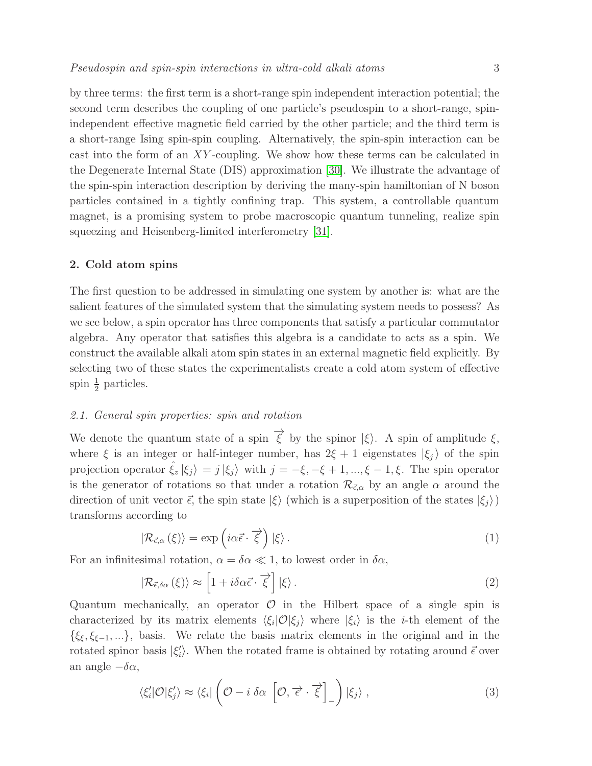by three terms: the first term is a short-range spin independent interaction potential; the second term describes the coupling of one particle's pseudospin to a short-range, spin-independent effective magnetic field carried by the other particle; and the third term is a short-range Ising spin-spin coupling. Alternatively, the spin-spin interaction can be cast into the form of an $XY$-coupling. We show how these terms can be calculated in the Degenerate Internal State (DIS) approximation [30]. We illustrate the advantage of the spin-spin interaction description by deriving the many-spin hamiltonian of N boson particles contained in a tightly confining trap. This system, a controllable quantum magnet, is a promising system to probe macroscopic quantum tunneling, realize spin squeezing and Heisenberg-limited interferometry [31].

## 2. Cold atom spins

The first question to be addressed in simulating one system by another is: what are the salient features of the simulated system that the simulating system needs to possess? As we see below, a spin operator has three components that satisfy a particular commutator algebra. Any operator that satisfies this algebra is a candidate to acts as a spin. We construct the available alkali atom spin states in an external magnetic field explicitly. By selecting two of these states the experimentalists create a cold atom system of effective spin $\frac{1}{2}$ particles.

### *2.1. General spin properties: spin and rotation*

We denote the quantum state of a spin $\overrightarrow{\xi}$ by the spinor $|\xi\rangle$. A spin of amplitude $\xi$, where $\xi$ is an integer or half-integer number, has $2\xi + 1$ eigenstates $|\xi_j\rangle$ of the spin projection operator $\hat{\xi}_z |\xi_j\rangle = j\, |\xi_j\rangle$ with $j = -\xi, -\xi + 1, ..., \xi - 1, \xi$. The spin operator is the generator of rotations so that under a rotation $\mathcal{R}_{\vec{\epsilon},\alpha}$ by an angle $\alpha$ around the direction of unit vector $\vec{\epsilon}$, the spin state $|\xi\rangle$ (which is a superposition of the states $|\xi_j\rangle$) transforms according to

$$|\mathcal{R}_{\vec{\epsilon},\alpha}(\xi)\rangle = \exp\left(i\alpha\vec{\epsilon}\cdot\overrightarrow{\xi}\right)|\xi\rangle . \tag{1}$$

For an infinitesimal rotation, $\alpha = \delta\alpha \ll 1$, to lowest order in $\delta\alpha$,

$$|\mathcal{R}_{\vec{\epsilon},\delta\alpha}(\xi)\rangle \approx \left[1 + i\delta\alpha\vec{\epsilon}\cdot\overrightarrow{\xi}\right]|\xi\rangle . \tag{2}$$

Quantum mechanically, an operator $\mathcal{O}$ in the Hilbert space of a single spin is characterized by its matrix elements $\langle\xi_i|\mathcal{O}|\xi_j\rangle$ where $|\xi_i\rangle$ is the $i$-th element of the $\{\xi_\xi, \xi_{\xi-1}, ...\}$, basis. We relate the basis matrix elements in the original and in the rotated spinor basis $|\xi_i'\rangle$. When the rotated frame is obtained by rotating around $\vec{\epsilon}$ over an angle $-\delta\alpha$,

$$\langle\xi_i'|\mathcal{O}|\xi_j'\rangle \approx \langle\xi_i|\left(\mathcal{O} - i\;\delta\alpha\;\left[\mathcal{O}, \overrightarrow{\epsilon}\cdot\overrightarrow{\xi}\right]_-\right)|\xi_j\rangle\,, \tag{3}$$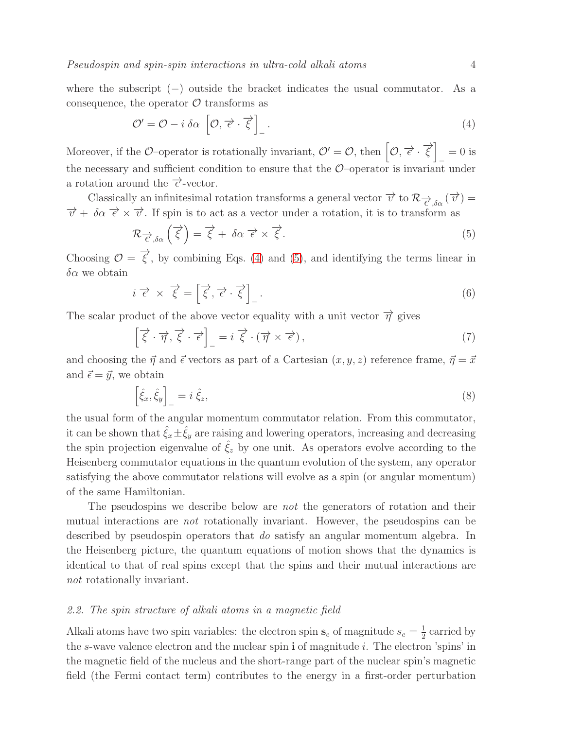where the subscript $(-)$ outside the bracket indicates the usual commutator. As a consequence, the operator $\mathcal{O}$ transforms as

$$\mathcal{O}' = \mathcal{O} - i\,\delta\alpha\,\left[\mathcal{O}, \overrightarrow{\epsilon}\cdot\overrightarrow{\xi}\right]_{-}. \tag{4}$$

Moreover, if the $\mathcal{O}$–operator is rotationally invariant, $\mathcal{O}' = \mathcal{O}$, then $\left[\mathcal{O}, \overrightarrow{\epsilon}\cdot\overrightarrow{\xi}\right]_{-} = 0$ is the necessary and sufficient condition to ensure that the $\mathcal{O}$–operator is invariant under a rotation around the $\overrightarrow{\epsilon}$-vector.

Classically an infinitesimal rotation transforms a general vector $\overrightarrow{v}$ to $\mathcal{R}_{\overrightarrow{\epsilon},\delta\alpha}(\overrightarrow{v}) = \overrightarrow{v} + \delta\alpha\,\overrightarrow{\epsilon}\times\overrightarrow{v}$. If spin is to act as a vector under a rotation, it is to transform as

$$\mathcal{R}_{\overrightarrow{\epsilon},\delta\alpha}\left(\overrightarrow{\xi}\right) = \overrightarrow{\xi} + \delta\alpha\,\overrightarrow{\epsilon}\times\overrightarrow{\xi}. \tag{5}$$

Choosing $\mathcal{O} = \overrightarrow{\xi}$, by combining Eqs. (4) and (5), and identifying the terms linear in $\delta\alpha$ we obtain

$$i\,\overrightarrow{\epsilon}\,\times\,\overrightarrow{\xi} = \left[\overrightarrow{\xi}, \overrightarrow{\epsilon}\cdot\overrightarrow{\xi}\right]_{-}. \tag{6}$$

The scalar product of the above vector equality with a unit vector $\overrightarrow{\eta}$ gives

$$\left[\overrightarrow{\xi}\cdot\overrightarrow{\eta}, \overrightarrow{\xi}\cdot\overrightarrow{\epsilon}\right]_{-} = i\,\overrightarrow{\xi}\cdot\left(\overrightarrow{\eta}\times\overrightarrow{\epsilon}\right), \tag{7}$$

and choosing the $\vec{\eta}$ and $\vec{\epsilon}$ vectors as part of a Cartesian $(x, y, z)$ reference frame, $\vec{\eta} = \vec{x}$ and $\vec{\epsilon} = \vec{y}$, we obtain

$$\left[\hat{\xi}_x, \hat{\xi}_y\right]_{-} = i\,\hat{\xi}_z, \tag{8}$$

the usual form of the angular momentum commutator relation. From this commutator, it can be shown that $\hat{\xi}_x \pm \hat{\xi}_y$ are raising and lowering operators, increasing and decreasing the spin projection eigenvalue of $\hat{\xi}_z$ by one unit. As operators evolve according to the Heisenberg commutator equations in the quantum evolution of the system, any operator satisfying the above commutator relations will evolve as a spin (or angular momentum) of the same Hamiltonian.

The pseudospins we describe below are *not* the generators of rotation and their mutual interactions are *not* rotationally invariant. However, the pseudospins can be described by pseudospin operators that *do* satisfy an angular momentum algebra. In the Heisenberg picture, the quantum equations of motion shows that the dynamics is identical to that of real spins except that the spins and their mutual interactions are *not* rotationally invariant.

### *2.2. The spin structure of alkali atoms in a magnetic field*

Alkali atoms have two spin variables: the electron spin $\mathbf{s}_e$ of magnitude $s_e = \frac{1}{2}$ carried by the $s$-wave valence electron and the nuclear spin $\mathbf{i}$ of magnitude $i$. The electron 'spins' in the magnetic field of the nucleus and the short-range part of the nuclear spin's magnetic field (the Fermi contact term) contributes to the energy in a first-order perturbation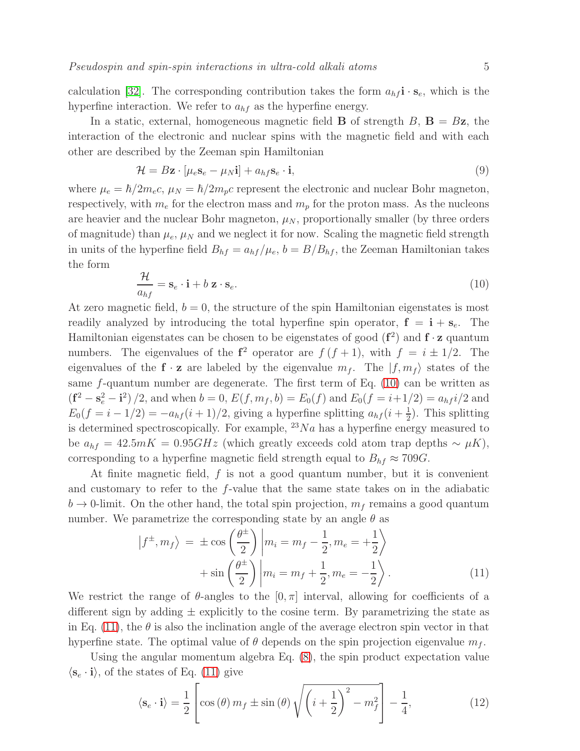calculation [32]. The corresponding contribution takes the form $a_{hf}\mathbf{i}\cdot\mathbf{s}_e$, which is the hyperfine interaction. We refer to $a_{hf}$ as the hyperfine energy.

In a static, external, homogeneous magnetic field $\mathbf{B}$ of strength $B$, $\mathbf{B} = B\mathbf{z}$, the interaction of the electronic and nuclear spins with the magnetic field and with each other are described by the Zeeman spin Hamiltonian

$$\mathcal{H} = B\mathbf{z}\cdot[\mu_e\mathbf{s}_e - \mu_N\mathbf{i}] + a_{hf}\mathbf{s}_e\cdot\mathbf{i}, \tag{9}$$

where $\mu_e = \hbar/2m_ec$, $\mu_N = \hbar/2m_pc$ represent the electronic and nuclear Bohr magneton, respectively, with $m_e$ for the electron mass and $m_p$ for the proton mass. As the nucleons are heavier and the nuclear Bohr magneton, $\mu_N$, proportionally smaller (by three orders of magnitude) than $\mu_e$, $\mu_N$ and we neglect it for now. Scaling the magnetic field strength in units of the hyperfine field $B_{hf} = a_{hf}/\mu_e$, $b = B/B_{hf}$, the Zeeman Hamiltonian takes the form

$$\frac{\mathcal{H}}{a_{hf}} = \mathbf{s}_e\cdot\mathbf{i} + b\,\mathbf{z}\cdot\mathbf{s}_e. \tag{10}$$

At zero magnetic field, $b = 0$, the structure of the spin Hamiltonian eigenstates is most readily analyzed by introducing the total hyperfine spin operator, $\mathbf{f} = \mathbf{i} + \mathbf{s}_e$. The Hamiltonian eigenstates can be chosen to be eigenstates of good $(\mathbf{f}^2)$ and $\mathbf{f}\cdot\mathbf{z}$ quantum numbers. The eigenvalues of the $\mathbf{f}^2$ operator are $f(f+1)$, with $f = i \pm 1/2$. The eigenvalues of the $\mathbf{f}\cdot\mathbf{z}$ are labeled by the eigenvalue $m_f$. The $|f, m_f\rangle$ states of the same $f$-quantum number are degenerate. The first term of Eq. (10) can be written as $(\mathbf{f}^2 - \mathbf{s}_e^2 - \mathbf{i}^2)/2$, and when $b = 0$, $E(f, m_f, b) = E_0(f)$ and $E_0(f = i+1/2) = a_{hf}i/2$ and $E_0(f = i-1/2) = -a_{hf}(i+1)/2$, giving a hyperfine splitting $a_{hf}(i+\frac{1}{2})$. This splitting is determined spectroscopically. For example, $^{23}Na$ has a hyperfine energy measured to be $a_{hf} = 42.5mK = 0.95GHz$ (which greatly exceeds cold atom trap depths $\sim \mu K$), corresponding to a hyperfine magnetic field strength equal to $B_{hf} \approx 709G$.

At finite magnetic field, $f$ is not a good quantum number, but it is convenient and customary to refer to the $f$-value that the same state takes on in the adiabatic $b \to 0$-limit. On the other hand, the total spin projection, $m_f$ remains a good quantum number. We parametrize the corresponding state by an angle $\theta$ as

$$\begin{aligned}\left|f^{\pm}, m_f\right\rangle \;=\; &\pm\cos\left(\frac{\theta^{\pm}}{2}\right)\left|m_i = m_f - \frac{1}{2}, m_e = +\frac{1}{2}\right\rangle \\ &+ \sin\left(\frac{\theta^{\pm}}{2}\right)\left|m_i = m_f + \frac{1}{2}, m_e = -\frac{1}{2}\right\rangle.\end{aligned} \tag{11}$$

We restrict the range of $\theta$-angles to the $[0, \pi]$ interval, allowing for coefficients of a different sign by adding $\pm$ explicitly to the cosine term. By parametrizing the state as in Eq. (11), the $\theta$ is also the inclination angle of the average electron spin vector in that hyperfine state. The optimal value of $\theta$ depends on the spin projection eigenvalue $m_f$.

Using the angular momentum algebra Eq. (8), the spin product expectation value $\langle\mathbf{s}_e\cdot\mathbf{i}\rangle$, of the states of Eq. (11) give

$$\langle\mathbf{s}_e\cdot\mathbf{i}\rangle = \frac{1}{2}\left[\cos(\theta)\,m_f \pm \sin(\theta)\sqrt{\left(i+\frac{1}{2}\right)^2 - m_f^2}\right] - \frac{1}{4}, \tag{12}$$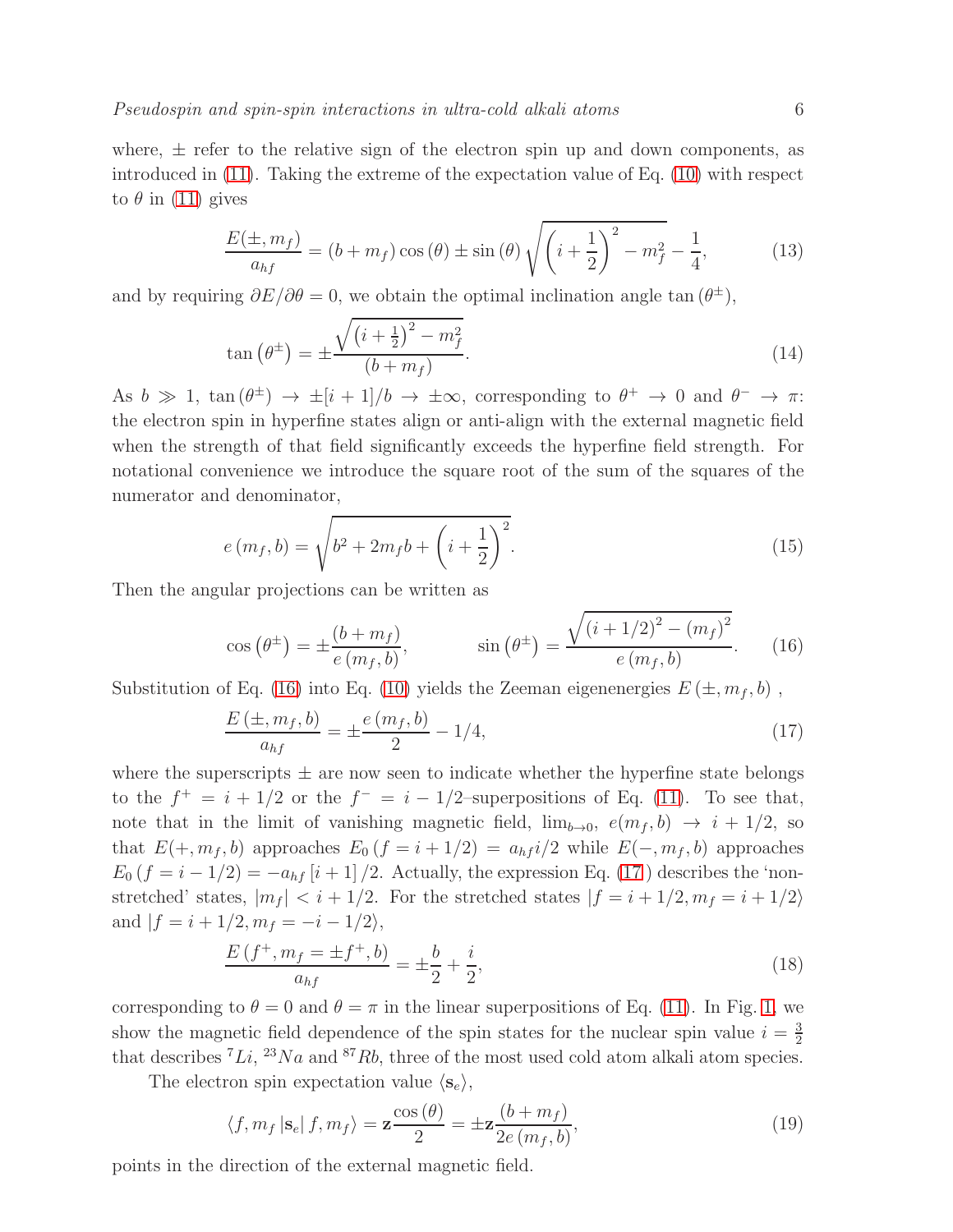where, $\pm$ refer to the relative sign of the electron spin up and down components, as introduced in (11). Taking the extreme of the expectation value of Eq. (10) with respect to $\theta$ in (11) gives

$$\frac{E(\pm, m_f)}{a_{hf}} = (b + m_f)\cos(\theta) \pm \sin(\theta)\sqrt{\left(i + \frac{1}{2}\right)^2 - m_f^2} - \frac{1}{4}, \tag{13}$$

and by requiring $\partial E/\partial\theta = 0$, we obtain the optimal inclination angle $\tan(\theta^{\pm})$,

$$\tan\left(\theta^{\pm}\right) = \pm\frac{\sqrt{\left(i + \frac{1}{2}\right)^2 - m_f^2}}{(b + m_f)}. \tag{14}$$

As $b \gg 1$, $\tan(\theta^{\pm}) \to \pm[i+1]/b \to \pm\infty$, corresponding to $\theta^{+} \to 0$ and $\theta^{-} \to \pi$: the electron spin in hyperfine states align or anti-align with the external magnetic field when the strength of that field significantly exceeds the hyperfine field strength. For notational convenience we introduce the square root of the sum of the squares of the numerator and denominator,

$$e(m_f, b) = \sqrt{b^2 + 2m_f b + \left(i + \frac{1}{2}\right)^2}. \tag{15}$$

Then the angular projections can be written as

$$\cos\left(\theta^{\pm}\right) = \pm\frac{(b + m_f)}{e(m_f, b)}, \qquad \sin\left(\theta^{\pm}\right) = \frac{\sqrt{(i + 1/2)^2 - (m_f)^2}}{e(m_f, b)}. \tag{16}$$

Substitution of Eq. (16) into Eq. (10) yields the Zeeman eigenenergies $E(\pm, m_f, b)$ ,

$$\frac{E(\pm, m_f, b)}{a_{hf}} = \pm\frac{e(m_f, b)}{2} - 1/4, \tag{17}$$

where the superscripts $\pm$ are now seen to indicate whether the hyperfine state belongs to the $f^{+} = i + 1/2$ or the $f^{-} = i - 1/2$–superpositions of Eq. (11). To see that, note that in the limit of vanishing magnetic field, $\lim_{b\to 0}$, $e(m_f, b) \to i + 1/2$, so that $E(+, m_f, b)$ approaches $E_0(f = i + 1/2) = a_{hf} i/2$ while $E(-, m_f, b)$ approaches $E_0(f = i - 1/2) = -a_{hf}[i+1]/2$. Actually, the expression Eq. (17) describes the 'non-stretched' states, $|m_f| < i + 1/2$. For the stretched states $|f = i + 1/2, m_f = i + 1/2\rangle$ and $|f = i + 1/2, m_f = -i - 1/2\rangle$,

$$\frac{E(f^{+}, m_f = \pm f^{+}, b)}{a_{hf}} = \pm\frac{b}{2} + \frac{i}{2}, \tag{18}$$

corresponding to $\theta = 0$ and $\theta = \pi$ in the linear superpositions of Eq. (11). In Fig. 1, we show the magnetic field dependence of the spin states for the nuclear spin value $i = \frac{3}{2}$ that describes $^7Li$, $^{23}Na$ and $^{87}Rb$, three of the most used cold atom alkali atom species.

The electron spin expectation value $\langle \mathbf{s}_e \rangle$,

$$\langle f, m_f |\mathbf{s}_e| f, m_f\rangle = \mathbf{z}\frac{\cos(\theta)}{2} = \pm\mathbf{z}\frac{(b + m_f)}{2e(m_f, b)}, \tag{19}$$

points in the direction of the external magnetic field.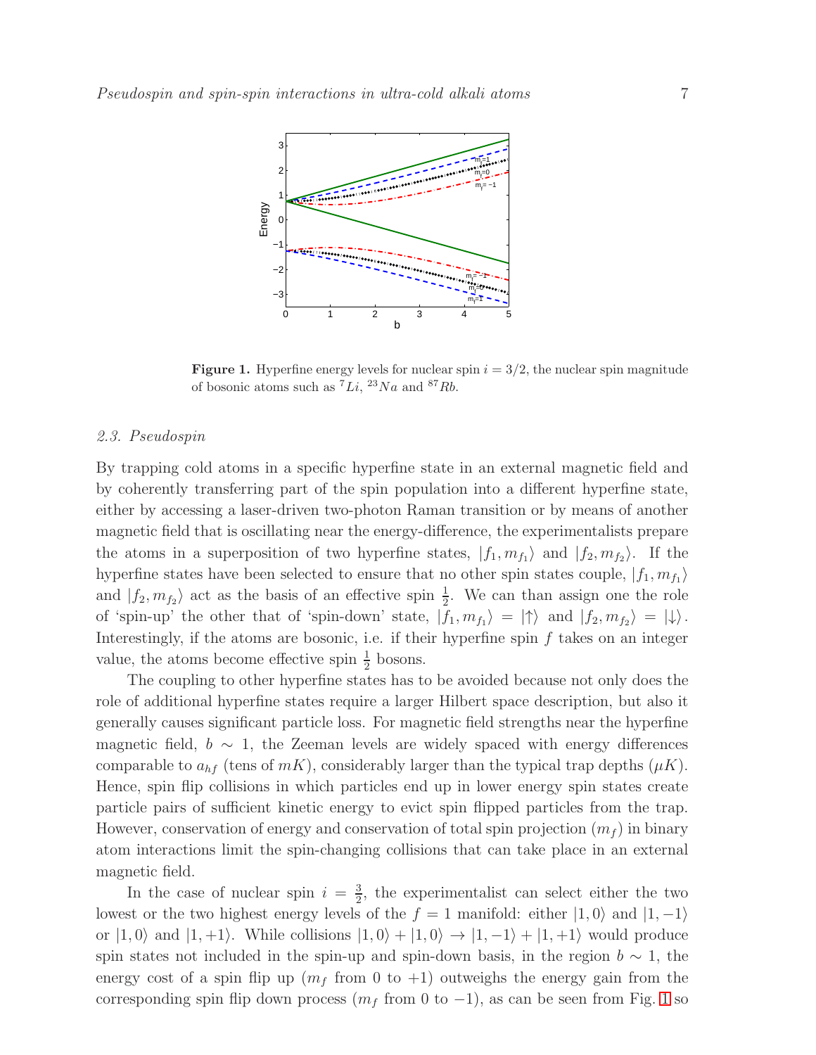**Figure 1.** Hyperfine energy levels for nuclear spin $i = 3/2$, the nuclear spin magnitude of bosonic atoms such as $^7Li$, $^{23}Na$ and $^{87}Rb$.

### 2.3. Pseudospin

By trapping cold atoms in a specific hyperfine state in an external magnetic field and by coherently transferring part of the spin population into a different hyperfine state, either by accessing a laser-driven two-photon Raman transition or by means of another magnetic field that is oscillating near the energy-difference, the experimentalists prepare the atoms in a superposition of two hyperfine states, $|f_1, m_{f_1}\rangle$ and $|f_2, m_{f_2}\rangle$. If the hyperfine states have been selected to ensure that no other spin states couple, $|f_1, m_{f_1}\rangle$ and $|f_2, m_{f_2}\rangle$ act as the basis of an effective spin $\frac{1}{2}$. We can than assign one the role of 'spin-up' the other that of 'spin-down' state, $|f_1, m_{f_1}\rangle = |\uparrow\rangle$ and $|f_2, m_{f_2}\rangle = |\downarrow\rangle$. Interestingly, if the atoms are bosonic, i.e. if their hyperfine spin $f$ takes on an integer value, the atoms become effective spin $\frac{1}{2}$ bosons.

The coupling to other hyperfine states has to be avoided because not only does the role of additional hyperfine states require a larger Hilbert space description, but also it generally causes significant particle loss. For magnetic field strengths near the hyperfine magnetic field, $b \sim 1$, the Zeeman levels are widely spaced with energy differences comparable to $a_{hf}$ (tens of $mK$), considerably larger than the typical trap depths ($\mu K$). Hence, spin flip collisions in which particles end up in lower energy spin states create particle pairs of sufficient kinetic energy to evict spin flipped particles from the trap. However, conservation of energy and conservation of total spin projection ($m_f$) in binary atom interactions limit the spin-changing collisions that can take place in an external magnetic field.

In the case of nuclear spin $i = \frac{3}{2}$, the experimentalist can select either the two lowest or the two highest energy levels of the $f = 1$ manifold: either $|1, 0\rangle$ and $|1, -1\rangle$ or $|1, 0\rangle$ and $|1, +1\rangle$. While collisions $|1, 0\rangle + |1, 0\rangle \rightarrow |1, -1\rangle + |1, +1\rangle$ would produce spin states not included in the spin-up and spin-down basis, in the region $b \sim 1$, the energy cost of a spin flip up ($m_f$ from 0 to $+1$) outweighs the energy gain from the corresponding spin flip down process ($m_f$ from 0 to $-1$), as can be seen from Fig. 1 so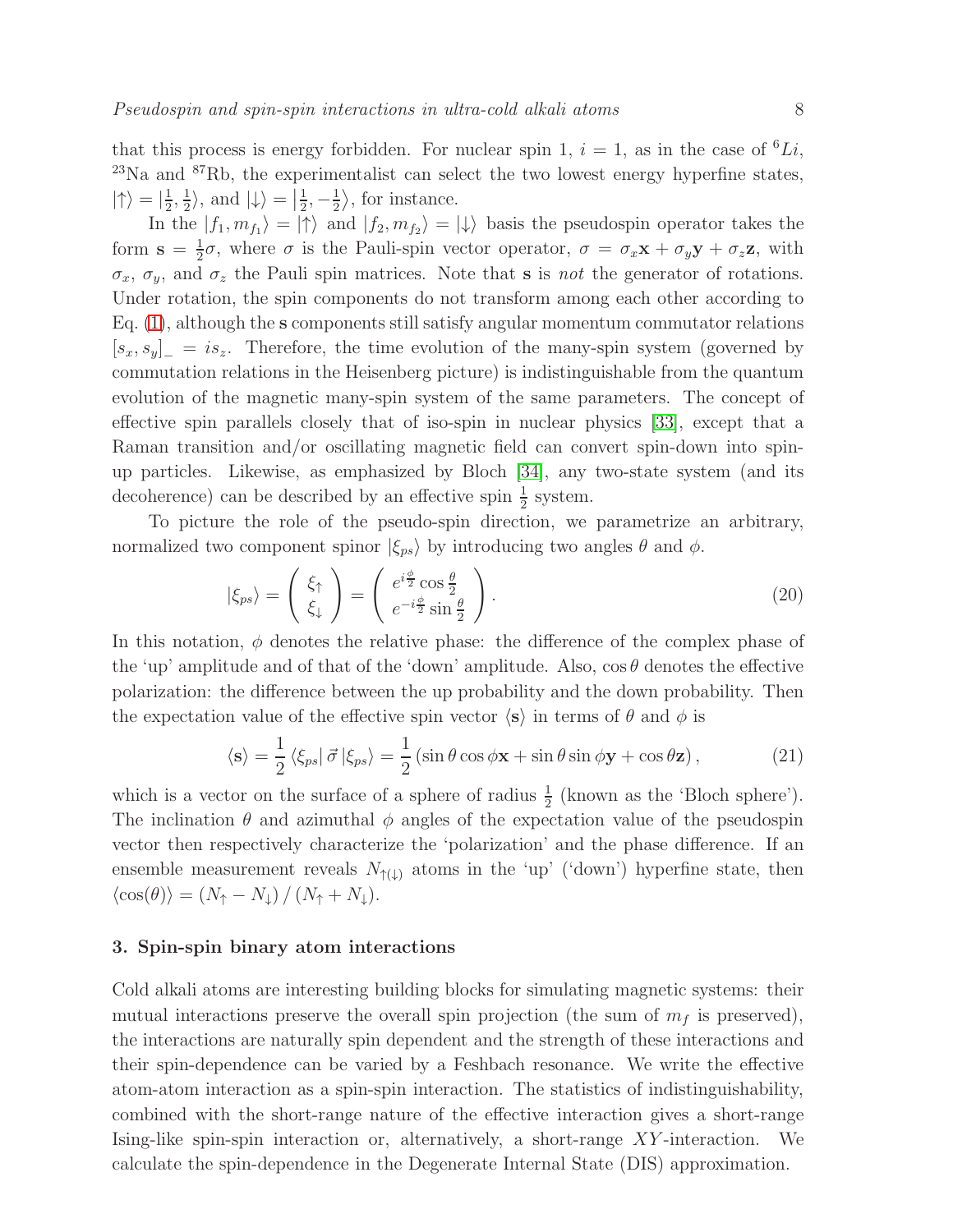that this process is energy forbidden. For nuclear spin 1, $i = 1$, as in the case of $^6Li$, $^{23}$Na and $^{87}$Rb, the experimentalist can select the two lowest energy hyperfine states, $|\uparrow\rangle = |\frac{1}{2}, \frac{1}{2}\rangle$, and $|\downarrow\rangle = |\frac{1}{2}, -\frac{1}{2}\rangle$, for instance.

In the $|f_1, m_{f_1}\rangle = |\uparrow\rangle$ and $|f_2, m_{f_2}\rangle = |\downarrow\rangle$ basis the pseudospin operator takes the form $\mathbf{s} = \frac{1}{2}\sigma$, where $\sigma$ is the Pauli-spin vector operator, $\sigma = \sigma_x \mathbf{x} + \sigma_y \mathbf{y} + \sigma_z \mathbf{z}$, with $\sigma_x$, $\sigma_y$, and $\sigma_z$ the Pauli spin matrices. Note that $\mathbf{s}$ is *not* the generator of rotations. Under rotation, the spin components do not transform among each other according to Eq. (1), although the $\mathbf{s}$ components still satisfy angular momentum commutator relations $[s_x, s_y]_- = i s_z$. Therefore, the time evolution of the many-spin system (governed by commutation relations in the Heisenberg picture) is indistinguishable from the quantum evolution of the magnetic many-spin system of the same parameters. The concept of effective spin parallels closely that of iso-spin in nuclear physics [33], except that a Raman transition and/or oscillating magnetic field can convert spin-down into spin-up particles. Likewise, as emphasized by Bloch [34], any two-state system (and its decoherence) can be described by an effective spin $\frac{1}{2}$ system.

To picture the role of the pseudo-spin direction, we parametrize an arbitrary, normalized two component spinor $|\xi_{ps}\rangle$ by introducing two angles $\theta$ and $\phi$.

$$|\xi_{ps}\rangle = \begin{pmatrix} \xi_\uparrow \\ \xi_\downarrow \end{pmatrix} = \begin{pmatrix} e^{i\frac{\phi}{2}} \cos\frac{\theta}{2} \\ e^{-i\frac{\phi}{2}} \sin\frac{\theta}{2} \end{pmatrix}. \tag{20}$$

In this notation, $\phi$ denotes the relative phase: the difference of the complex phase of the 'up' amplitude and of that of the 'down' amplitude. Also, $\cos\theta$ denotes the effective polarization: the difference between the up probability and the down probability. Then the expectation value of the effective spin vector $\langle \mathbf{s} \rangle$ in terms of $\theta$ and $\phi$ is

$$\langle \mathbf{s} \rangle = \frac{1}{2} \langle \xi_{ps} | \vec{\sigma} | \xi_{ps} \rangle = \frac{1}{2} \left( \sin\theta\cos\phi \mathbf{x} + \sin\theta\sin\phi \mathbf{y} + \cos\theta \mathbf{z} \right), \tag{21}$$

which is a vector on the surface of a sphere of radius $\frac{1}{2}$ (known as the 'Bloch sphere'). The inclination $\theta$ and azimuthal $\phi$ angles of the expectation value of the pseudospin vector then respectively characterize the 'polarization' and the phase difference. If an ensemble measurement reveals $N_{\uparrow(\downarrow)}$ atoms in the 'up' ('down') hyperfine state, then $\langle \cos(\theta) \rangle = (N_\uparrow - N_\downarrow) / (N_\uparrow + N_\downarrow)$.

## 3. Spin-spin binary atom interactions

Cold alkali atoms are interesting building blocks for simulating magnetic systems: their mutual interactions preserve the overall spin projection (the sum of $m_f$ is preserved), the interactions are naturally spin dependent and the strength of these interactions and their spin-dependence can be varied by a Feshbach resonance. We write the effective atom-atom interaction as a spin-spin interaction. The statistics of indistinguishability, combined with the short-range nature of the effective interaction gives a short-range Ising-like spin-spin interaction or, alternatively, a short-range $XY$-interaction. We calculate the spin-dependence in the Degenerate Internal State (DIS) approximation.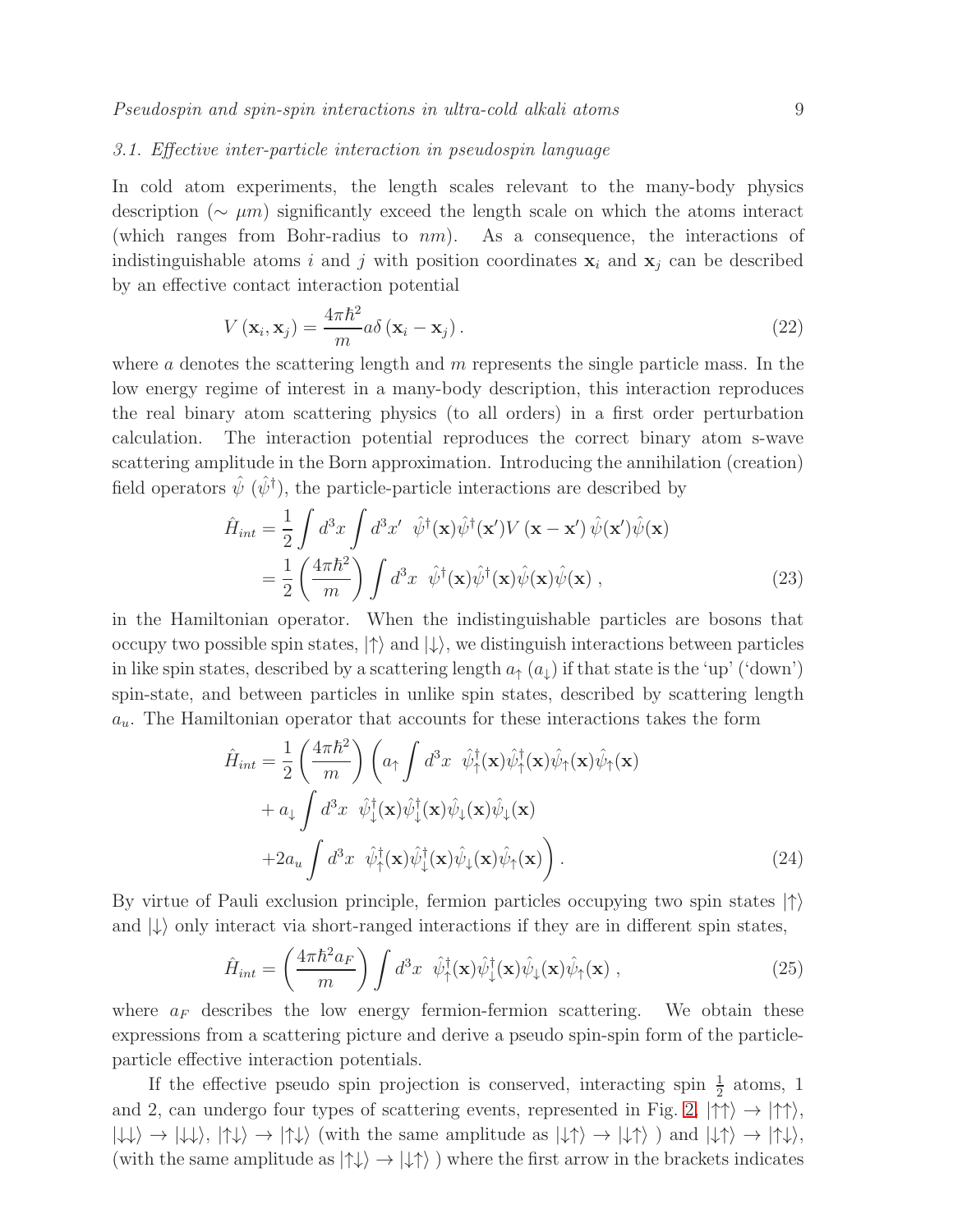### 3.1. Effective inter-particle interaction in pseudospin language

In cold atom experiments, the length scales relevant to the many-body physics description ($\sim \mu m$) significantly exceed the length scale on which the atoms interact (which ranges from Bohr-radius to $nm$). As a consequence, the interactions of indistinguishable atoms $i$ and $j$ with position coordinates $\mathbf{x}_i$ and $\mathbf{x}_j$ can be described by an effective contact interaction potential

$$V(\mathbf{x}_i, \mathbf{x}_j) = \frac{4\pi\hbar^2}{m} a\delta(\mathbf{x}_i - \mathbf{x}_j). \tag{22}$$

where $a$ denotes the scattering length and $m$ represents the single particle mass. In the low energy regime of interest in a many-body description, this interaction reproduces the real binary atom scattering physics (to all orders) in a first order perturbation calculation. The interaction potential reproduces the correct binary atom s-wave scattering amplitude in the Born approximation. Introducing the annihilation (creation) field operators $\hat{\psi}$ ($\hat{\psi}^\dagger$), the particle-particle interactions are described by

$$\begin{aligned}
\hat{H}_{int} &= \frac{1}{2}\int d^3x \int d^3x' \;\; \hat{\psi}^\dagger(\mathbf{x})\hat{\psi}^\dagger(\mathbf{x}') V(\mathbf{x} - \mathbf{x}') \hat{\psi}(\mathbf{x}')\hat{\psi}(\mathbf{x}) \\
&= \frac{1}{2}\left(\frac{4\pi\hbar^2}{m}\right)\int d^3x \;\; \hat{\psi}^\dagger(\mathbf{x})\hat{\psi}^\dagger(\mathbf{x})\hat{\psi}(\mathbf{x})\hat{\psi}(\mathbf{x}) \, ,
\end{aligned} \tag{23}$$

in the Hamiltonian operator. When the indistinguishable particles are bosons that occupy two possible spin states, $|\uparrow\rangle$ and $|\downarrow\rangle$, we distinguish interactions between particles in like spin states, described by a scattering length $a_\uparrow$ ($a_\downarrow$) if that state is the 'up' ('down') spin-state, and between particles in unlike spin states, described by scattering length $a_u$. The Hamiltonian operator that accounts for these interactions takes the form

$$\begin{aligned}
\hat{H}_{int} &= \frac{1}{2}\left(\frac{4\pi\hbar^2}{m}\right)\left(a_\uparrow \int d^3x \;\; \hat{\psi}^\dagger_\uparrow(\mathbf{x})\hat{\psi}^\dagger_\uparrow(\mathbf{x})\hat{\psi}_\uparrow(\mathbf{x})\hat{\psi}_\uparrow(\mathbf{x}) \right. \\
&+ a_\downarrow \int d^3x \;\; \hat{\psi}^\dagger_\downarrow(\mathbf{x})\hat{\psi}^\dagger_\downarrow(\mathbf{x})\hat{\psi}_\downarrow(\mathbf{x})\hat{\psi}_\downarrow(\mathbf{x}) \\
&\left. + 2a_u \int d^3x \;\; \hat{\psi}^\dagger_\uparrow(\mathbf{x})\hat{\psi}^\dagger_\downarrow(\mathbf{x})\hat{\psi}_\downarrow(\mathbf{x})\hat{\psi}_\uparrow(\mathbf{x}) \right).
\end{aligned} \tag{24}$$

By virtue of Pauli exclusion principle, fermion particles occupying two spin states $|\uparrow\rangle$ and $|\downarrow\rangle$ only interact via short-ranged interactions if they are in different spin states,

$$\hat{H}_{int} = \left(\frac{4\pi\hbar^2 a_F}{m}\right)\int d^3x \;\; \hat{\psi}^\dagger_\uparrow(\mathbf{x})\hat{\psi}^\dagger_\downarrow(\mathbf{x})\hat{\psi}_\downarrow(\mathbf{x})\hat{\psi}_\uparrow(\mathbf{x}) \, , \tag{25}$$

where $a_F$ describes the low energy fermion-fermion scattering. We obtain these expressions from a scattering picture and derive a pseudo spin-spin form of the particle-particle effective interaction potentials.

If the effective pseudo spin projection is conserved, interacting spin $\frac{1}{2}$ atoms, 1 and 2, can undergo four types of scattering events, represented in Fig. 2, $|\uparrow\uparrow\rangle \to |\uparrow\uparrow\rangle$, $|\downarrow\downarrow\rangle \to |\downarrow\downarrow\rangle$, $|\uparrow\downarrow\rangle \to |\uparrow\downarrow\rangle$ (with the same amplitude as $|\downarrow\uparrow\rangle \to |\downarrow\uparrow\rangle$ ) and $|\downarrow\uparrow\rangle \to |\uparrow\downarrow\rangle$, (with the same amplitude as $|\uparrow\downarrow\rangle \to |\downarrow\uparrow\rangle$ ) where the first arrow in the brackets indicates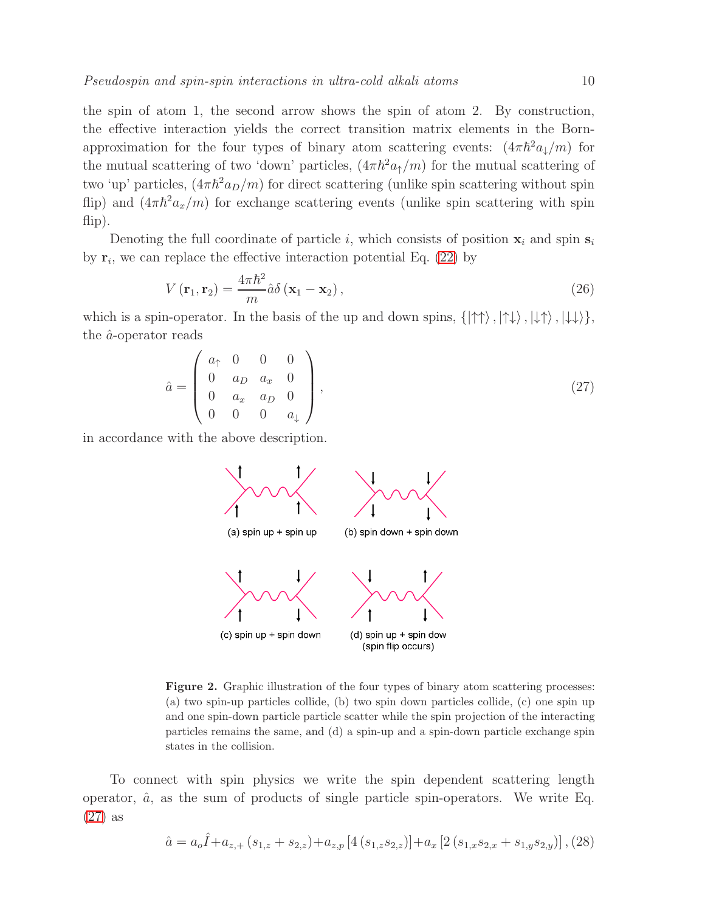the spin of atom 1, the second arrow shows the spin of atom 2. By construction, the effective interaction yields the correct transition matrix elements in the Born-approximation for the four types of binary atom scattering events: $(4\pi\hbar^2 a_\downarrow/m)$ for the mutual scattering of two 'down' particles, $(4\pi\hbar^2 a_\uparrow/m)$ for the mutual scattering of two 'up' particles, $(4\pi\hbar^2 a_D/m)$ for direct scattering (unlike spin scattering without spin flip) and $(4\pi\hbar^2 a_x/m)$ for exchange scattering events (unlike spin scattering with spin flip).

Denoting the full coordinate of particle $i$, which consists of position $\mathbf{x}_i$ and spin $\mathbf{s}_i$ by $\mathbf{r}_i$, we can replace the effective interaction potential Eq. (22) by

$$V(\mathbf{r}_1, \mathbf{r}_2) = \frac{4\pi\hbar^2}{m}\hat{a}\delta(\mathbf{x}_1 - \mathbf{x}_2), \tag{26}$$

which is a spin-operator. In the basis of the up and down spins, $\{|\uparrow\uparrow\rangle, |\uparrow\downarrow\rangle, |\downarrow\uparrow\rangle, |\downarrow\downarrow\rangle\}$, the $\hat{a}$-operator reads

$$\hat{a} = \begin{pmatrix} a_\uparrow & 0 & 0 & 0 \\ 0 & a_D & a_x & 0 \\ 0 & a_x & a_D & 0 \\ 0 & 0 & 0 & a_\downarrow \end{pmatrix}, \tag{27}$$

in accordance with the above description.

**Figure 2.** Graphic illustration of the four types of binary atom scattering processes: (a) two spin-up particles collide, (b) two spin down particles collide, (c) one spin up and one spin-down particle particle scatter while the spin projection of the interacting particles remains the same, and (d) a spin-up and a spin-down particle exchange spin states in the collision.

To connect with spin physics we write the spin dependent scattering length operator, $\hat{a}$, as the sum of products of single particle spin-operators. We write Eq. (27) as

$$\hat{a} = a_o\hat{I} + a_{z,+}(s_{1,z} + s_{2,z}) + a_{z,p}\left[4(s_{1,z}s_{2,z})\right] + a_x\left[2(s_{1,x}s_{2,x} + s_{1,y}s_{2,y})\right], \tag{28}$$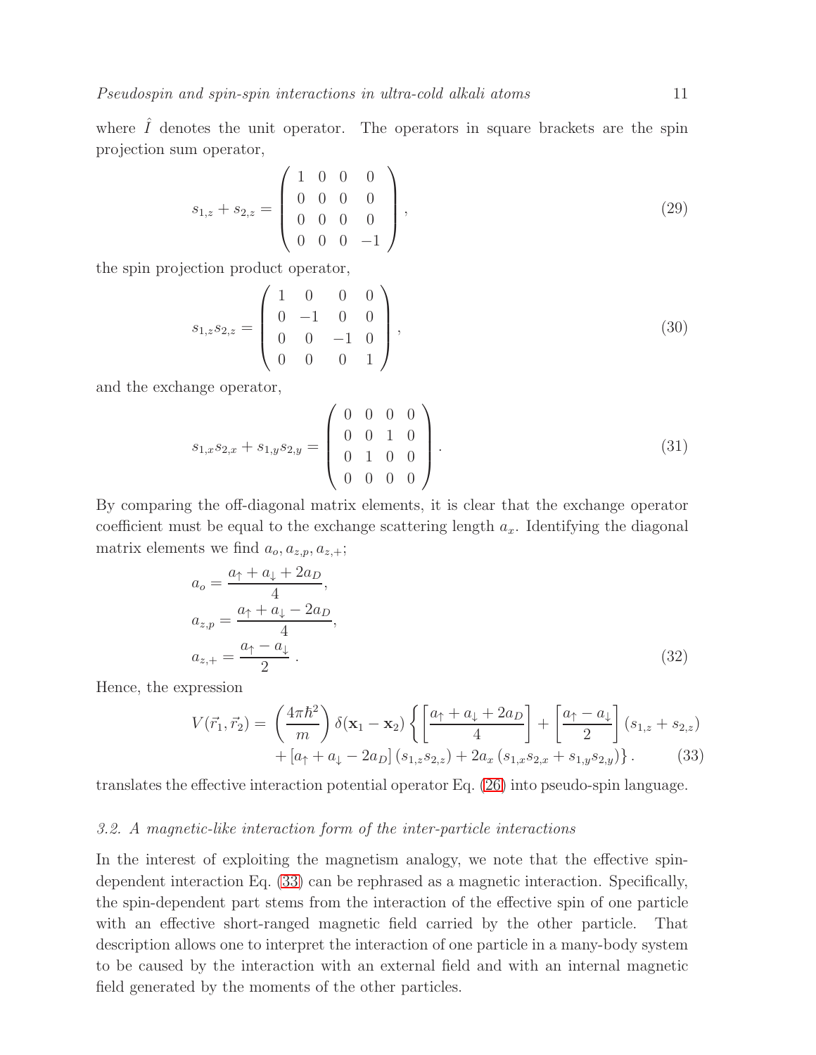where $\hat{I}$ denotes the unit operator. The operators in square brackets are the spin projection sum operator,

$$
s_{1,z} + s_{2,z} = \begin{pmatrix} 1 & 0 & 0 & 0 \\ 0 & 0 & 0 & 0 \\ 0 & 0 & 0 & 0 \\ 0 & 0 & 0 & -1 \end{pmatrix}, \tag{29}
$$

the spin projection product operator,

$$
s_{1,z} s_{2,z} = \begin{pmatrix} 1 & 0 & 0 & 0 \\ 0 & -1 & 0 & 0 \\ 0 & 0 & -1 & 0 \\ 0 & 0 & 0 & 1 \end{pmatrix}, \tag{30}
$$

and the exchange operator,

$$
s_{1,x} s_{2,x} + s_{1,y} s_{2,y} = \begin{pmatrix} 0 & 0 & 0 & 0 \\ 0 & 0 & 1 & 0 \\ 0 & 1 & 0 & 0 \\ 0 & 0 & 0 & 0 \end{pmatrix}. \tag{31}
$$

By comparing the off-diagonal matrix elements, it is clear that the exchange operator coefficient must be equal to the exchange scattering length $a_x$. Identifying the diagonal matrix elements we find $a_o, a_{z,p}, a_{z,+}$;

$$
\begin{aligned}
a_o &= \frac{a_\uparrow + a_\downarrow + 2a_D}{4}, \\
a_{z,p} &= \frac{a_\uparrow + a_\downarrow - 2a_D}{4}, \\
a_{z,+} &= \frac{a_\uparrow - a_\downarrow}{2}\,.
\end{aligned} \tag{32}
$$

Hence, the expression

$$
\begin{aligned}
V(\vec{r}_1, \vec{r}_2) = \left(\frac{4\pi\hbar^2}{m}\right) \delta(\mathbf{x}_1 - \mathbf{x}_2) \left\{ \left[\frac{a_\uparrow + a_\downarrow + 2a_D}{4}\right] + \left[\frac{a_\uparrow - a_\downarrow}{2}\right] (s_{1,z} + s_{2,z}) \right. \\
\left. + \left[a_\uparrow + a_\downarrow - 2a_D\right] (s_{1,z} s_{2,z}) + 2a_x \left(s_{1,x} s_{2,x} + s_{1,y} s_{2,y}\right) \right\}.
\end{aligned} \tag{33}
$$

translates the effective interaction potential operator Eq. (26) into pseudo-spin language.

### *3.2. A magnetic-like interaction form of the inter-particle interactions*

In the interest of exploiting the magnetism analogy, we note that the effective spin-dependent interaction Eq. (33) can be rephrased as a magnetic interaction. Specifically, the spin-dependent part stems from the interaction of the effective spin of one particle with an effective short-ranged magnetic field carried by the other particle. That description allows one to interpret the interaction of one particle in a many-body system to be caused by the interaction with an external field and with an internal magnetic field generated by the moments of the other particles.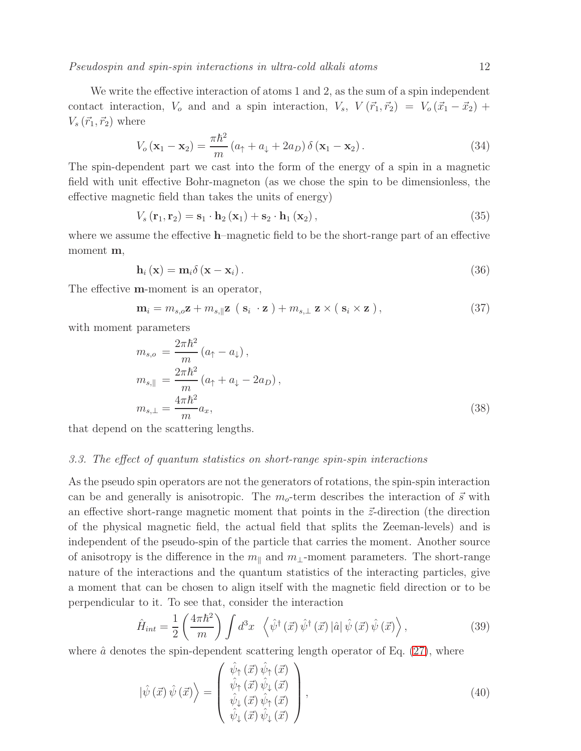We write the effective interaction of atoms 1 and 2, as the sum of a spin independent contact interaction, $V_o$ and and a spin interaction, $V_s$, $V(\vec{r}_1, \vec{r}_2) = V_o(\vec{x}_1 - \vec{x}_2) + V_s(\vec{r}_1, \vec{r}_2)$ where

$$V_o(\mathbf{x}_1 - \mathbf{x}_2) = \frac{\pi\hbar^2}{m}(a_\uparrow + a_\downarrow + 2a_D)\,\delta(\mathbf{x}_1 - \mathbf{x}_2). \tag{34}$$

The spin-dependent part we cast into the form of the energy of a spin in a magnetic field with unit effective Bohr-magneton (as we chose the spin to be dimensionless, the effective magnetic field than takes the units of energy)

$$V_s(\mathbf{r}_1, \mathbf{r}_2) = \mathbf{s}_1 \cdot \mathbf{h}_2(\mathbf{x}_1) + \mathbf{s}_2 \cdot \mathbf{h}_1(\mathbf{x}_2), \tag{35}$$

where we assume the effective $\mathbf{h}$–magnetic field to be the short-range part of an effective moment $\mathbf{m}$,

$$\mathbf{h}_i(\mathbf{x}) = \mathbf{m}_i \delta(\mathbf{x} - \mathbf{x}_i). \tag{36}$$

The effective $\mathbf{m}$-moment is an operator,

$$\mathbf{m}_i = m_{s,o}\mathbf{z} + m_{s,\|}\mathbf{z}\ (\ \mathbf{s}_i\ \cdot \mathbf{z}\ ) + m_{s,\perp}\ \mathbf{z} \times (\ \mathbf{s}_i \times \mathbf{z}\ ), \tag{37}$$

with moment parameters

$$\begin{aligned}
m_{s,o} &= \frac{2\pi\hbar^2}{m}(a_\uparrow - a_\downarrow), \\
m_{s,\|} &= \frac{2\pi\hbar^2}{m}(a_\uparrow + a_\downarrow - 2a_D), \\
m_{s,\perp} &= \frac{4\pi\hbar^2}{m}a_x,
\end{aligned} \tag{38}$$

that depend on the scattering lengths.

### 3.3. The effect of quantum statistics on short-range spin-spin interactions

As the pseudo spin operators are not the generators of rotations, the spin-spin interaction can be and generally is anisotropic. The $m_o$-term describes the interaction of $\vec{s}$ with an effective short-range magnetic moment that points in the $\vec{z}$-direction (the direction of the physical magnetic field, the actual field that splits the Zeeman-levels) and is independent of the pseudo-spin of the particle that carries the moment. Another source of anisotropy is the difference in the $m_\|$ and $m_\perp$-moment parameters. The short-range nature of the interactions and the quantum statistics of the interacting particles, give a moment that can be chosen to align itself with the magnetic field direction or to be perpendicular to it. To see that, consider the interaction

$$\hat{H}_{int} = \frac{1}{2}\left(\frac{4\pi\hbar^2}{m}\right)\int d^3x\ \ \left\langle \hat{\psi}^\dagger(\vec{x})\,\hat{\psi}^\dagger(\vec{x})\right|\hat{a}\left|\hat{\psi}(\vec{x})\,\hat{\psi}(\vec{x})\right\rangle, \tag{39}$$

where $\hat{a}$ denotes the spin-dependent scattering length operator of Eq. (27), where

$$\left|\hat{\psi}(\vec{x})\,\hat{\psi}(\vec{x})\right\rangle = \begin{pmatrix} \hat{\psi}_\uparrow(\vec{x})\,\hat{\psi}_\uparrow(\vec{x}) \\ \hat{\psi}_\uparrow(\vec{x})\,\hat{\psi}_\downarrow(\vec{x}) \\ \hat{\psi}_\downarrow(\vec{x})\,\hat{\psi}_\uparrow(\vec{x}) \\ \hat{\psi}_\downarrow(\vec{x})\,\hat{\psi}_\downarrow(\vec{x}) \end{pmatrix}, \tag{40}$$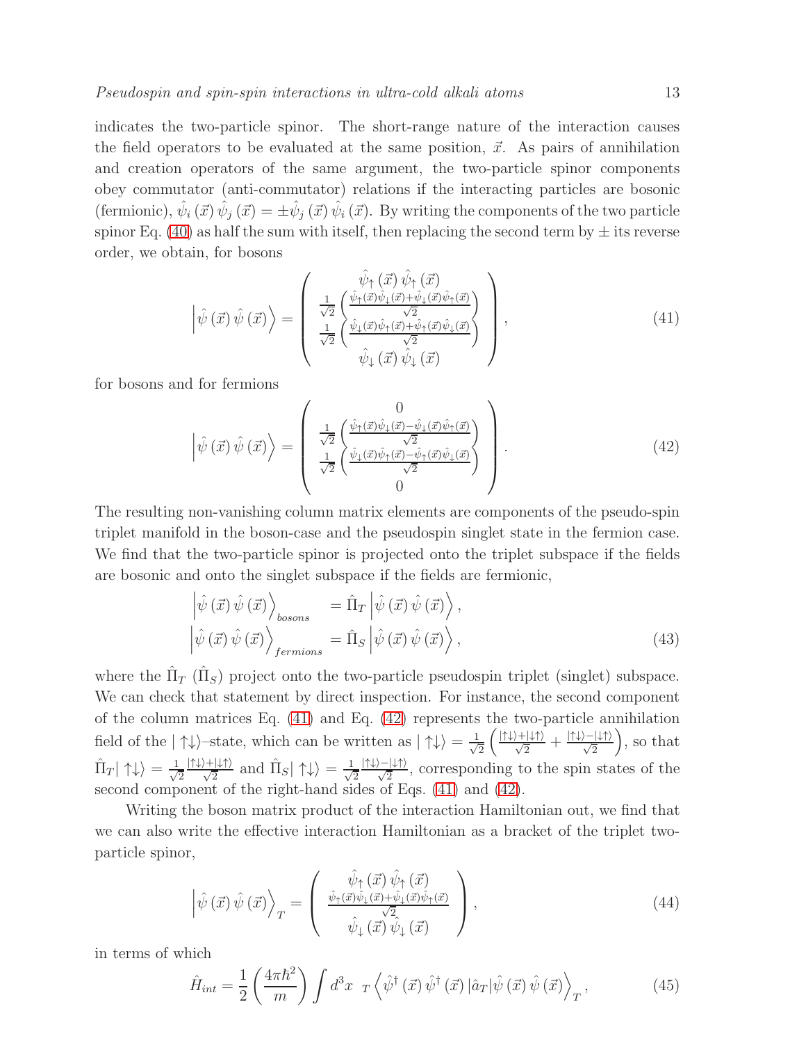indicates the two-particle spinor. The short-range nature of the interaction causes the field operators to be evaluated at the same position, $\vec{x}$. As pairs of annihilation and creation operators of the same argument, the two-particle spinor components obey commutator (anti-commutator) relations if the interacting particles are bosonic (fermionic), $\hat{\psi}_i(\vec{x})\,\hat{\psi}_j(\vec{x}) = \pm\hat{\psi}_j(\vec{x})\,\hat{\psi}_i(\vec{x})$. By writing the components of the two particle spinor Eq. (40) as half the sum with itself, then replacing the second term by $\pm$ its reverse order, we obtain, for bosons

$$
\left|\hat{\psi}(\vec{x})\,\hat{\psi}(\vec{x})\right\rangle = \begin{pmatrix} \hat{\psi}_\uparrow(\vec{x})\,\hat{\psi}_\uparrow(\vec{x}) \\ \frac{1}{\sqrt{2}}\left(\frac{\hat{\psi}_\uparrow(\vec{x})\hat{\psi}_\downarrow(\vec{x})+\hat{\psi}_\downarrow(\vec{x})\hat{\psi}_\uparrow(\vec{x})}{\sqrt{2}}\right) \\ \frac{1}{\sqrt{2}}\left(\frac{\hat{\psi}_\downarrow(\vec{x})\hat{\psi}_\uparrow(\vec{x})+\hat{\psi}_\uparrow(\vec{x})\hat{\psi}_\downarrow(\vec{x})}{\sqrt{2}}\right) \\ \hat{\psi}_\downarrow(\vec{x})\,\hat{\psi}_\downarrow(\vec{x}) \end{pmatrix}, \tag{41}
$$

for bosons and for fermions

$$
\left|\hat{\psi}(\vec{x})\,\hat{\psi}(\vec{x})\right\rangle = \begin{pmatrix} 0 \\ \frac{1}{\sqrt{2}}\left(\frac{\hat{\psi}_\uparrow(\vec{x})\hat{\psi}_\downarrow(\vec{x})-\hat{\psi}_\downarrow(\vec{x})\hat{\psi}_\uparrow(\vec{x})}{\sqrt{2}}\right) \\ \frac{1}{\sqrt{2}}\left(\frac{\hat{\psi}_\downarrow(\vec{x})\hat{\psi}_\uparrow(\vec{x})-\hat{\psi}_\uparrow(\vec{x})\hat{\psi}_\downarrow(\vec{x})}{\sqrt{2}}\right) \\ 0 \end{pmatrix}. \tag{42}
$$

The resulting non-vanishing column matrix elements are components of the pseudo-spin triplet manifold in the boson-case and the pseudospin singlet state in the fermion case. We find that the two-particle spinor is projected onto the triplet subspace if the fields are bosonic and onto the singlet subspace if the fields are fermionic,

$$
\begin{aligned}
\left|\hat{\psi}(\vec{x})\,\hat{\psi}(\vec{x})\right\rangle_{bosons} &= \hat{\Pi}_T\left|\hat{\psi}(\vec{x})\,\hat{\psi}(\vec{x})\right\rangle, \\
\left|\hat{\psi}(\vec{x})\,\hat{\psi}(\vec{x})\right\rangle_{fermions} &= \hat{\Pi}_S\left|\hat{\psi}(\vec{x})\,\hat{\psi}(\vec{x})\right\rangle,
\end{aligned} \tag{43}
$$

where the $\hat{\Pi}_T$ ($\hat{\Pi}_S$) project onto the two-particle pseudospin triplet (singlet) subspace. We can check that statement by direct inspection. For instance, the second component of the column matrices Eq. (41) and Eq. (42) represents the two-particle annihilation field of the $|\uparrow\downarrow\rangle$–state, which can be written as $|\uparrow\downarrow\rangle = \frac{1}{\sqrt{2}}\left(\frac{|\uparrow\downarrow\rangle+|\downarrow\uparrow\rangle}{\sqrt{2}} + \frac{|\uparrow\downarrow\rangle-|\downarrow\uparrow\rangle}{\sqrt{2}}\right)$, so that $\hat{\Pi}_T|\uparrow\downarrow\rangle = \frac{1}{\sqrt{2}}\frac{|\uparrow\downarrow\rangle+|\downarrow\uparrow\rangle}{\sqrt{2}}$ and $\hat{\Pi}_S|\uparrow\downarrow\rangle = \frac{1}{\sqrt{2}}\frac{|\uparrow\downarrow\rangle-|\downarrow\uparrow\rangle}{\sqrt{2}}$, corresponding to the spin states of the second component of the right-hand sides of Eqs. (41) and (42).

Writing the boson matrix product of the interaction Hamiltonian out, we find that we can also write the effective interaction Hamiltonian as a bracket of the triplet two-particle spinor,

$$
\left|\hat{\psi}(\vec{x})\,\hat{\psi}(\vec{x})\right\rangle_T = \begin{pmatrix} \hat{\psi}_\uparrow(\vec{x})\,\hat{\psi}_\uparrow(\vec{x}) \\ \frac{\hat{\psi}_\uparrow(\vec{x})\hat{\psi}_\downarrow(\vec{x})+\hat{\psi}_\downarrow(\vec{x})\hat{\psi}_\uparrow(\vec{x})}{\sqrt{2}} \\ \hat{\psi}_\downarrow(\vec{x})\,\hat{\psi}_\downarrow(\vec{x}) \end{pmatrix}, \tag{44}
$$

in terms of which

$$
\hat{H}_{int} = \frac{1}{2}\left(\frac{4\pi\hbar^2}{m}\right)\int d^3x \;\; {}_T\!\left\langle\hat{\psi}^\dagger(\vec{x})\,\hat{\psi}^\dagger(\vec{x})\,|\hat{a}_T|\hat{\psi}(\vec{x})\,\hat{\psi}(\vec{x})\right\rangle_T, \tag{45}
$$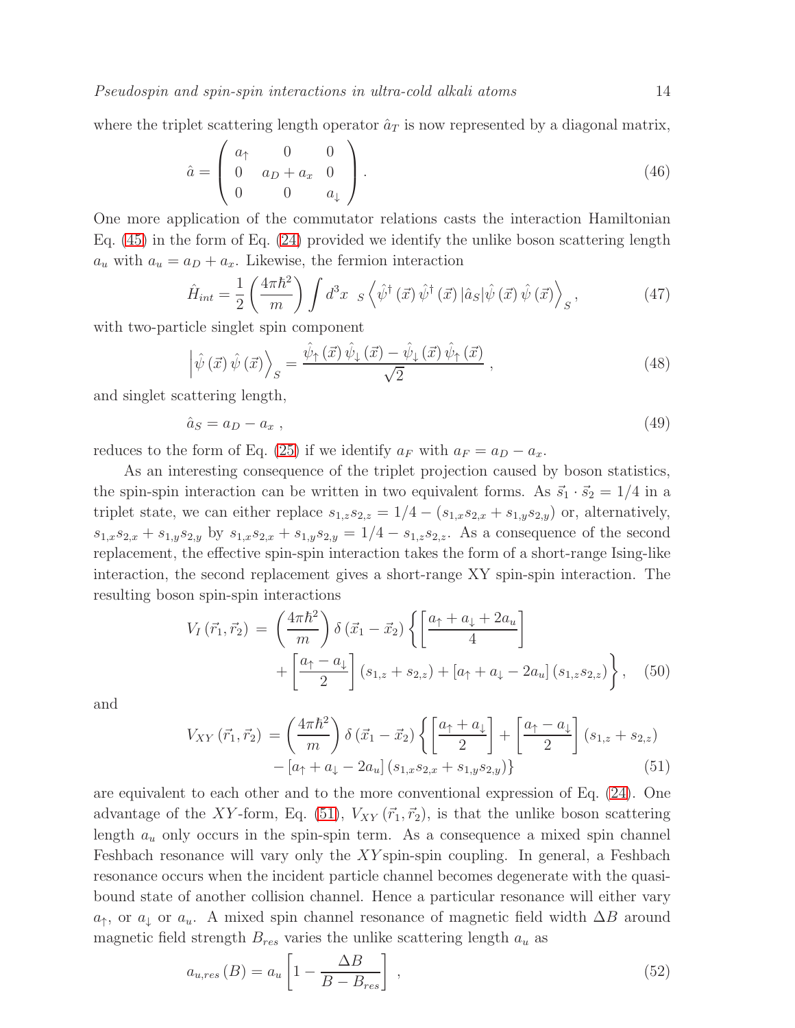where the triplet scattering length operator $\hat{a}_T$ is now represented by a diagonal matrix,

$$\hat{a} = \begin{pmatrix} a_\uparrow & 0 & 0 \\ 0 & a_D + a_x & 0 \\ 0 & 0 & a_\downarrow \end{pmatrix}. \tag{46}$$

One more application of the commutator relations casts the interaction Hamiltonian Eq. (45) in the form of Eq. (24) provided we identify the unlike boson scattering length $a_u$ with $a_u = a_D + a_x$. Likewise, the fermion interaction

$$\hat{H}_{int} = \frac{1}{2}\left(\frac{4\pi\hbar^2}{m}\right)\int d^3x \;\; {}_S\left\langle \hat{\psi}^\dagger(\vec{x})\,\hat{\psi}^\dagger(\vec{x})\,|\hat{a}_S|\hat{\psi}(\vec{x})\,\hat{\psi}(\vec{x})\right\rangle_S, \tag{47}$$

with two-particle singlet spin component

$$\left|\hat{\psi}(\vec{x})\,\hat{\psi}(\vec{x})\right\rangle_S = \frac{\hat{\psi}_\uparrow(\vec{x})\,\hat{\psi}_\downarrow(\vec{x}) - \hat{\psi}_\downarrow(\vec{x})\,\hat{\psi}_\uparrow(\vec{x})}{\sqrt{2}}\,, \tag{48}$$

and singlet scattering length,

$$\hat{a}_S = a_D - a_x\,, \tag{49}$$

reduces to the form of Eq. (25) if we identify $a_F$ with $a_F = a_D - a_x$.

As an interesting consequence of the triplet projection caused by boson statistics, the spin-spin interaction can be written in two equivalent forms. As $\vec{s}_1 \cdot \vec{s}_2 = 1/4$ in a triplet state, we can either replace $s_{1,z}s_{2,z} = 1/4 - (s_{1,x}s_{2,x} + s_{1,y}s_{2,y})$ or, alternatively, $s_{1,x}s_{2,x} + s_{1,y}s_{2,y}$ by $s_{1,x}s_{2,x} + s_{1,y}s_{2,y} = 1/4 - s_{1,z}s_{2,z}$. As a consequence of the second replacement, the effective spin-spin interaction takes the form of a short-range Ising-like interaction, the second replacement gives a short-range XY spin-spin interaction. The resulting boson spin-spin interactions

$$\begin{aligned} V_I(\vec{r}_1,\vec{r}_2) \;=\; &\left(\frac{4\pi\hbar^2}{m}\right)\delta(\vec{x}_1 - \vec{x}_2)\left\{\left[\frac{a_\uparrow + a_\downarrow + 2a_u}{4}\right]\right. \\ &\left. + \left[\frac{a_\uparrow - a_\downarrow}{2}\right](s_{1,z} + s_{2,z}) + [a_\uparrow + a_\downarrow - 2a_u](s_{1,z}s_{2,z})\right\}, \end{aligned} \tag{50}$$

and

$$\begin{aligned} V_{XY}(\vec{r}_1,\vec{r}_2) \;=\; &\left(\frac{4\pi\hbar^2}{m}\right)\delta(\vec{x}_1 - \vec{x}_2)\left\{\left[\frac{a_\uparrow + a_\downarrow}{2}\right] + \left[\frac{a_\uparrow - a_\downarrow}{2}\right](s_{1,z} + s_{2,z})\right. \\ &\left. - [a_\uparrow + a_\downarrow - 2a_u](s_{1,x}s_{2,x} + s_{1,y}s_{2,y})\right\} \end{aligned} \tag{51}$$

are equivalent to each other and to the more conventional expression of Eq. (24). One advantage of the $XY$-form, Eq. (51), $V_{XY}(\vec{r}_1,\vec{r}_2)$, is that the unlike boson scattering length $a_u$ only occurs in the spin-spin term. As a consequence a mixed spin channel Feshbach resonance will vary only the $XY$ spin-spin coupling. In general, a Feshbach resonance occurs when the incident particle channel becomes degenerate with the quasi-bound state of another collision channel. Hence a particular resonance will either vary $a_\uparrow$, or $a_\downarrow$ or $a_u$. A mixed spin channel resonance of magnetic field width $\Delta B$ around magnetic field strength $B_{res}$ varies the unlike scattering length $a_u$ as

$$a_{u,res}(B) = a_u\left[1 - \frac{\Delta B}{B - B_{res}}\right]\,, \tag{52}$$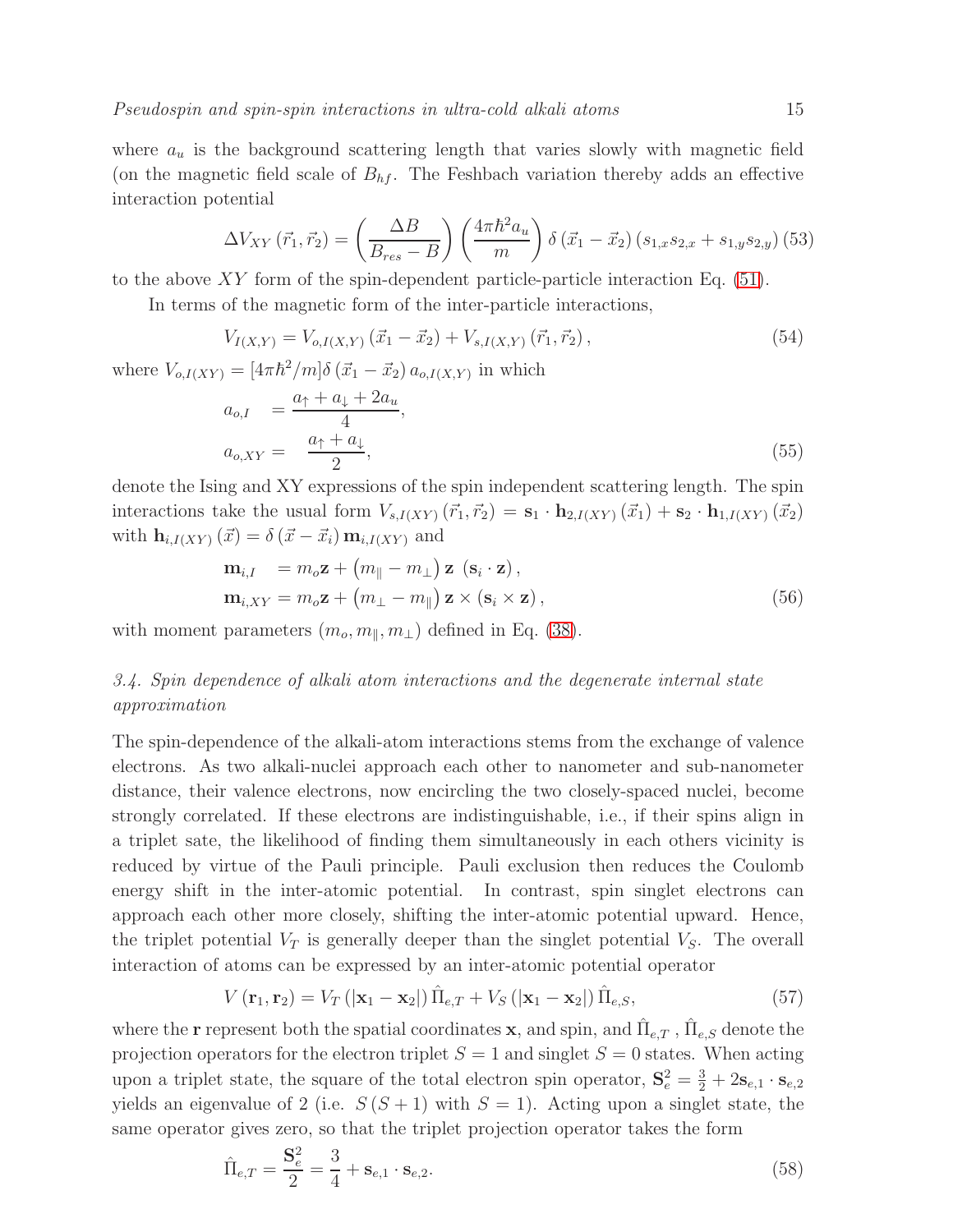where $a_u$ is the background scattering length that varies slowly with magnetic field (on the magnetic field scale of $B_{hf}$. The Feshbach variation thereby adds an effective interaction potential

$$\Delta V_{XY}\left(\vec{r}_1,\vec{r}_2\right)=\left(\frac{\Delta B}{B_{res}-B}\right)\left(\frac{4\pi\hbar^2 a_u}{m}\right)\delta\left(\vec{x}_1-\vec{x}_2\right)\left(s_{1,x}s_{2,x}+s_{1,y}s_{2,y}\right) \quad (53)$$

to the above $XY$ form of the spin-dependent particle-particle interaction Eq. (51).

In terms of the magnetic form of the inter-particle interactions,

$$V_{I(X,Y)}=V_{o,I(X,Y)}\left(\vec{x}_1-\vec{x}_2\right)+V_{s,I(X,Y)}\left(\vec{r}_1,\vec{r}_2\right), \quad (54)$$

where $V_{o,I(XY)}=[4\pi\hbar^2/m]\delta\left(\vec{x}_1-\vec{x}_2\right)a_{o,I(X,Y)}$ in which

$$\begin{aligned}
a_{o,I} &= \frac{a_\uparrow+a_\downarrow+2a_u}{4},\\
a_{o,XY} &= \frac{a_\uparrow+a_\downarrow}{2},
\end{aligned} \quad (55)$$

denote the Ising and XY expressions of the spin independent scattering length. The spin interactions take the usual form $V_{s,I(XY)}\left(\vec{r}_1,\vec{r}_2\right)=\mathbf{s}_1\cdot\mathbf{h}_{2,I(XY)}\left(\vec{x}_1\right)+\mathbf{s}_2\cdot\mathbf{h}_{1,I(XY)}\left(\vec{x}_2\right)$ with $\mathbf{h}_{i,I(XY)}\left(\vec{x}\right)=\delta\left(\vec{x}-\vec{x}_i\right)\mathbf{m}_{i,I(XY)}$ and

$$\begin{aligned}
\mathbf{m}_{i,I} &= m_o\mathbf{z}+\left(m_\parallel-m_\perp\right)\mathbf{z}\ \left(\mathbf{s}_i\cdot\mathbf{z}\right),\\
\mathbf{m}_{i,XY} &= m_o\mathbf{z}+\left(m_\perp-m_\parallel\right)\mathbf{z}\times\left(\mathbf{s}_i\times\mathbf{z}\right),
\end{aligned} \quad (56)$$

with moment parameters $(m_o,m_\parallel,m_\perp)$ defined in Eq. (38).

### *3.4. Spin dependence of alkali atom interactions and the degenerate internal state approximation*

The spin-dependence of the alkali-atom interactions stems from the exchange of valence electrons. As two alkali-nuclei approach each other to nanometer and sub-nanometer distance, their valence electrons, now encircling the two closely-spaced nuclei, become strongly correlated. If these electrons are indistinguishable, i.e., if their spins align in a triplet sate, the likelihood of finding them simultaneously in each others vicinity is reduced by virtue of the Pauli principle. Pauli exclusion then reduces the Coulomb energy shift in the inter-atomic potential. In contrast, spin singlet electrons can approach each other more closely, shifting the inter-atomic potential upward. Hence, the triplet potential $V_T$ is generally deeper than the singlet potential $V_S$. The overall interaction of atoms can be expressed by an inter-atomic potential operator

$$V\left(\mathbf{r}_1,\mathbf{r}_2\right)=V_T\left(\left|\mathbf{x}_1-\mathbf{x}_2\right|\right)\hat{\Pi}_{e,T}+V_S\left(\left|\mathbf{x}_1-\mathbf{x}_2\right|\right)\hat{\Pi}_{e,S}, \quad (57)$$

where the $\mathbf{r}$ represent both the spatial coordinates $\mathbf{x}$, and spin, and $\hat{\Pi}_{e,T}$ , $\hat{\Pi}_{e,S}$ denote the projection operators for the electron triplet $S=1$ and singlet $S=0$ states. When acting upon a triplet state, the square of the total electron spin operator, $\mathbf{S}_e^2=\frac{3}{2}+2\mathbf{s}_{e,1}\cdot\mathbf{s}_{e,2}$ yields an eigenvalue of 2 (i.e. $S\left(S+1\right)$ with $S=1$). Acting upon a singlet state, the same operator gives zero, so that the triplet projection operator takes the form

$$\hat{\Pi}_{e,T}=\frac{\mathbf{S}_e^2}{2}=\frac{3}{4}+\mathbf{s}_{e,1}\cdot\mathbf{s}_{e,2}. \quad (58)$$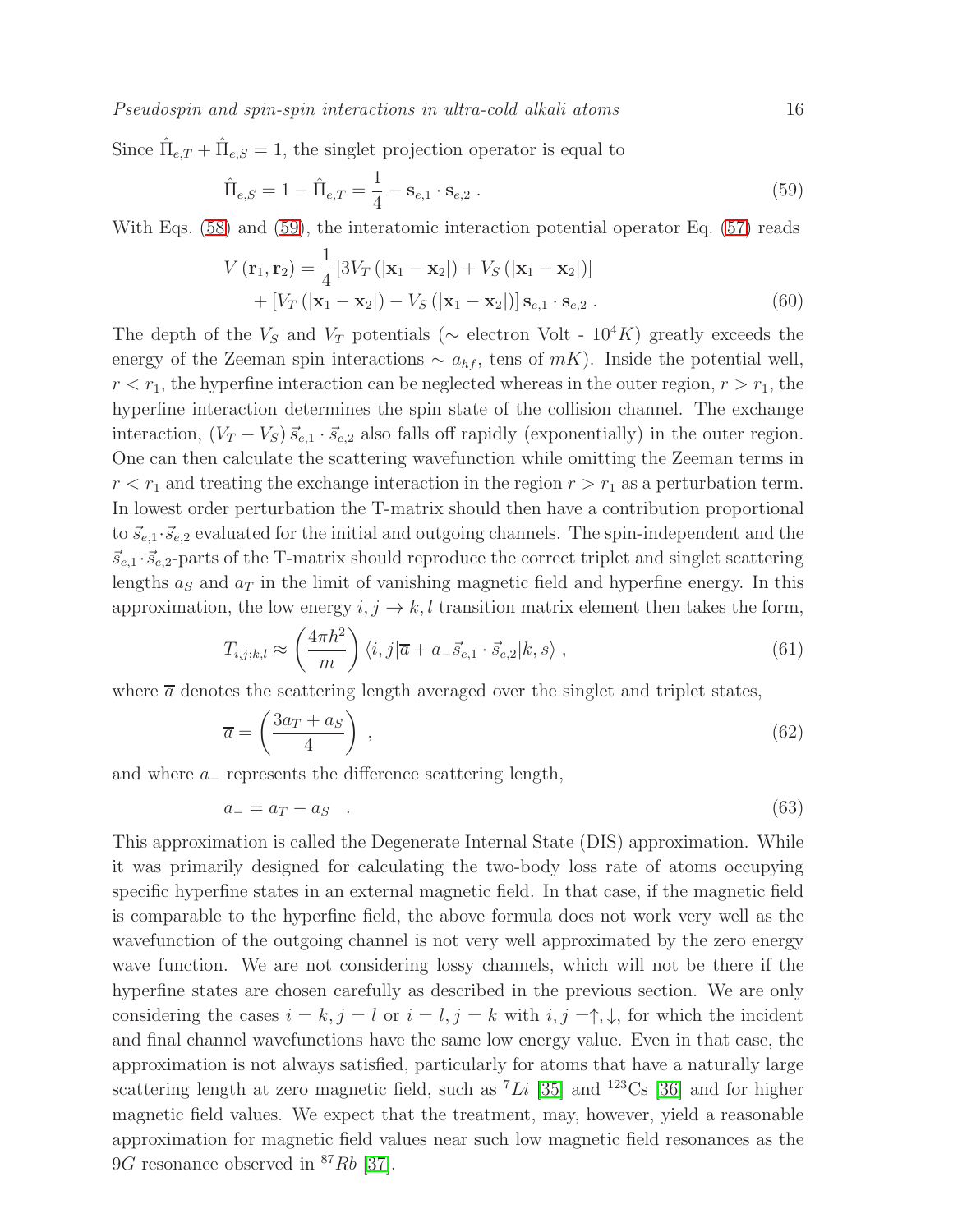Since $\hat{\Pi}_{e,T} + \hat{\Pi}_{e,S} = 1$, the singlet projection operator is equal to

$$\hat{\Pi}_{e,S} = 1 - \hat{\Pi}_{e,T} = \frac{1}{4} - \mathbf{s}_{e,1} \cdot \mathbf{s}_{e,2} \ . \tag{59}$$

With Eqs. (58) and (59), the interatomic interaction potential operator Eq. (57) reads

$$\begin{aligned} V(\mathbf{r}_1, \mathbf{r}_2) = & \frac{1}{4} \left[ 3V_T(|\mathbf{x}_1 - \mathbf{x}_2|) + V_S(|\mathbf{x}_1 - \mathbf{x}_2|) \right] \\ & + \left[ V_T(|\mathbf{x}_1 - \mathbf{x}_2|) - V_S(|\mathbf{x}_1 - \mathbf{x}_2|) \right] \mathbf{s}_{e,1} \cdot \mathbf{s}_{e,2} \ . \end{aligned} \tag{60}$$

The depth of the $V_S$ and $V_T$ potentials ($\sim$ electron Volt - $10^4 K$) greatly exceeds the energy of the Zeeman spin interactions $\sim a_{hf}$, tens of $mK$). Inside the potential well, $r < r_1$, the hyperfine interaction can be neglected whereas in the outer region, $r > r_1$, the hyperfine interaction determines the spin state of the collision channel. The exchange interaction, $(V_T - V_S)\, \vec{s}_{e,1} \cdot \vec{s}_{e,2}$ also falls off rapidly (exponentially) in the outer region. One can then calculate the scattering wavefunction while omitting the Zeeman terms in $r < r_1$ and treating the exchange interaction in the region $r > r_1$ as a perturbation term. In lowest order perturbation the T-matrix should then have a contribution proportional to $\vec{s}_{e,1} \cdot \vec{s}_{e,2}$ evaluated for the initial and outgoing channels. The spin-independent and the $\vec{s}_{e,1} \cdot \vec{s}_{e,2}$-parts of the T-matrix should reproduce the correct triplet and singlet scattering lengths $a_S$ and $a_T$ in the limit of vanishing magnetic field and hyperfine energy. In this approximation, the low energy $i, j \to k, l$ transition matrix element then takes the form,

$$T_{i,j;k,l} \approx \left( \frac{4\pi\hbar^2}{m} \right) \langle i, j | \overline{a} + a_- \vec{s}_{e,1} \cdot \vec{s}_{e,2} | k, s \rangle \ , \tag{61}$$

where $\overline{a}$ denotes the scattering length averaged over the singlet and triplet states,

$$\overline{a} = \left( \frac{3a_T + a_S}{4} \right) \ , \tag{62}$$

and where $a_-$ represents the difference scattering length,

$$a_- = a_T - a_S \quad . \tag{63}$$

This approximation is called the Degenerate Internal State (DIS) approximation. While it was primarily designed for calculating the two-body loss rate of atoms occupying specific hyperfine states in an external magnetic field. In that case, if the magnetic field is comparable to the hyperfine field, the above formula does not work very well as the wavefunction of the outgoing channel is not very well approximated by the zero energy wave function. We are not considering lossy channels, which will not be there if the hyperfine states are chosen carefully as described in the previous section. We are only considering the cases $i = k, j = l$ or $i = l, j = k$ with $i, j = \uparrow, \downarrow$, for which the incident and final channel wavefunctions have the same low energy value. Even in that case, the approximation is not always satisfied, particularly for atoms that have a naturally large scattering length at zero magnetic field, such as $^7Li$ [35] and $^{123}$Cs [36] and for higher magnetic field values. We expect that the treatment, may, however, yield a reasonable approximation for magnetic field values near such low magnetic field resonances as the $9G$ resonance observed in $^{87}Rb$ [37].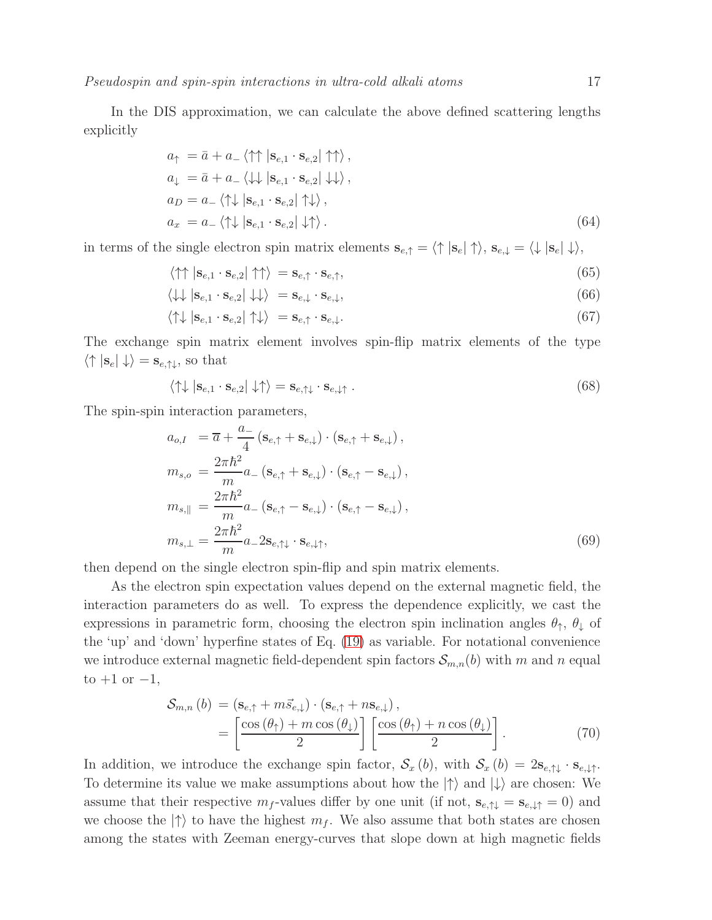In the DIS approximation, we can calculate the above defined scattering lengths explicitly

$$
\begin{aligned}
a_{\uparrow} &= \bar{a} + a_{-} \langle \uparrow\uparrow | \mathbf{s}_{e,1} \cdot \mathbf{s}_{e,2} | \uparrow\uparrow \rangle , \\
a_{\downarrow} &= \bar{a} + a_{-} \langle \downarrow\downarrow | \mathbf{s}_{e,1} \cdot \mathbf{s}_{e,2} | \downarrow\downarrow \rangle , \\
a_{D} &= a_{-} \langle \uparrow\downarrow | \mathbf{s}_{e,1} \cdot \mathbf{s}_{e,2} | \uparrow\downarrow \rangle , \\
a_{x} &= a_{-} \langle \uparrow\downarrow | \mathbf{s}_{e,1} \cdot \mathbf{s}_{e,2} | \downarrow\uparrow \rangle .
\end{aligned} \tag{64}
$$

in terms of the single electron spin matrix elements $\mathbf{s}_{e,\uparrow} = \langle \uparrow | \mathbf{s}_e | \uparrow \rangle$, $\mathbf{s}_{e,\downarrow} = \langle \downarrow | \mathbf{s}_e | \downarrow \rangle$,

$$
\langle \uparrow\uparrow | \mathbf{s}_{e,1} \cdot \mathbf{s}_{e,2} | \uparrow\uparrow \rangle = \mathbf{s}_{e,\uparrow} \cdot \mathbf{s}_{e,\uparrow}, \tag{65}
$$

$$
\langle \downarrow\downarrow | \mathbf{s}_{e,1} \cdot \mathbf{s}_{e,2} | \downarrow\downarrow \rangle = \mathbf{s}_{e,\downarrow} \cdot \mathbf{s}_{e,\downarrow}, \tag{66}
$$

$$
\langle \uparrow\downarrow | \mathbf{s}_{e,1} \cdot \mathbf{s}_{e,2} | \uparrow\downarrow \rangle = \mathbf{s}_{e,\uparrow} \cdot \mathbf{s}_{e,\downarrow}. \tag{67}
$$

The exchange spin matrix element involves spin-flip matrix elements of the type $\langle \uparrow | \mathbf{s}_e | \downarrow \rangle = \mathbf{s}_{e,\uparrow\downarrow}$, so that

$$
\langle \uparrow\downarrow | \mathbf{s}_{e,1} \cdot \mathbf{s}_{e,2} | \downarrow\uparrow \rangle = \mathbf{s}_{e,\uparrow\downarrow} \cdot \mathbf{s}_{e,\downarrow\uparrow} . \tag{68}
$$

The spin-spin interaction parameters,

$$
\begin{aligned}
a_{o,I} &= \overline{a} + \frac{a_{-}}{4} \left( \mathbf{s}_{e,\uparrow} + \mathbf{s}_{e,\downarrow} \right) \cdot \left( \mathbf{s}_{e,\uparrow} + \mathbf{s}_{e,\downarrow} \right) , \\
m_{s,o} &= \frac{2\pi\hbar^2}{m} a_{-} \left( \mathbf{s}_{e,\uparrow} + \mathbf{s}_{e,\downarrow} \right) \cdot \left( \mathbf{s}_{e,\uparrow} - \mathbf{s}_{e,\downarrow} \right) , \\
m_{s,\parallel} &= \frac{2\pi\hbar^2}{m} a_{-} \left( \mathbf{s}_{e,\uparrow} - \mathbf{s}_{e,\downarrow} \right) \cdot \left( \mathbf{s}_{e,\uparrow} - \mathbf{s}_{e,\downarrow} \right) , \\
m_{s,\perp} &= \frac{2\pi\hbar^2}{m} a_{-} 2 \mathbf{s}_{e,\uparrow\downarrow} \cdot \mathbf{s}_{e,\downarrow\uparrow},
\end{aligned} \tag{69}
$$

then depend on the single electron spin-flip and spin matrix elements.

As the electron spin expectation values depend on the external magnetic field, the interaction parameters do as well. To express the dependence explicitly, we cast the expressions in parametric form, choosing the electron spin inclination angles $\theta_{\uparrow}$, $\theta_{\downarrow}$ of the 'up' and 'down' hyperfine states of Eq. (19) as variable. For notational convenience we introduce external magnetic field-dependent spin factors $\mathcal{S}_{m,n}(b)$ with $m$ and $n$ equal to $+1$ or $-1$,

$$
\begin{aligned}
\mathcal{S}_{m,n}\left(b\right) &= \left( \mathbf{s}_{e,\uparrow} + m \vec{s}_{e,\downarrow} \right) \cdot \left( \mathbf{s}_{e,\uparrow} + n \mathbf{s}_{e,\downarrow} \right) , \\
&= \left[ \frac{\cos\left(\theta_{\uparrow}\right) + m \cos\left(\theta_{\downarrow}\right)}{2} \right] \left[ \frac{\cos\left(\theta_{\uparrow}\right) + n \cos\left(\theta_{\downarrow}\right)}{2} \right] .
\end{aligned} \tag{70}
$$

In addition, we introduce the exchange spin factor, $\mathcal{S}_x(b)$, with $\mathcal{S}_x(b) = 2\mathbf{s}_{e,\uparrow\downarrow} \cdot \mathbf{s}_{e,\downarrow\uparrow}$. To determine its value we make assumptions about how the $|\uparrow\rangle$ and $|\downarrow\rangle$ are chosen: We assume that their respective $m_f$-values differ by one unit (if not, $\mathbf{s}_{e,\uparrow\downarrow} = \mathbf{s}_{e,\downarrow\uparrow} = 0$) and we choose the $|\uparrow\rangle$ to have the highest $m_f$. We also assume that both states are chosen among the states with Zeeman energy-curves that slope down at high magnetic fields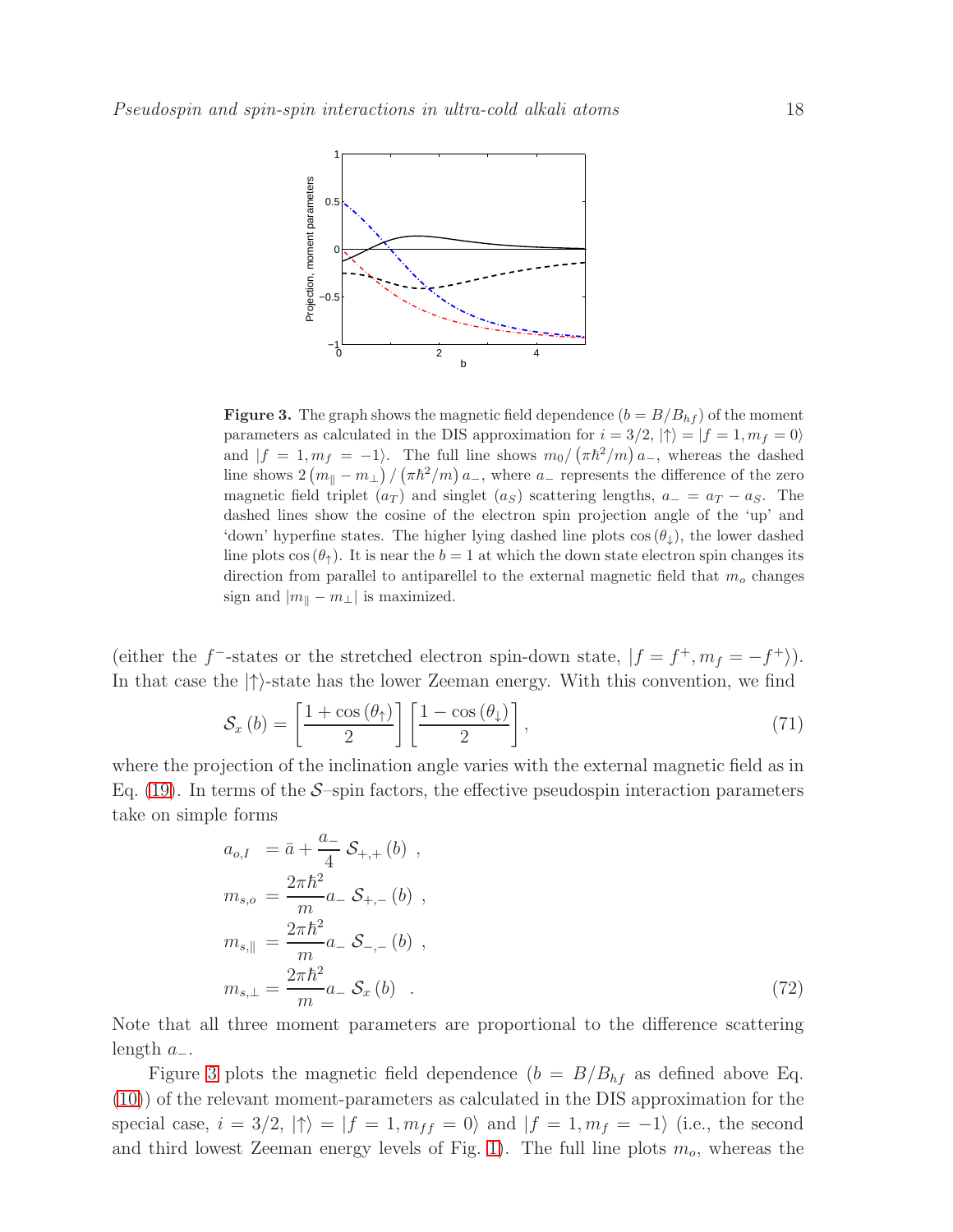**Figure 3.** The graph shows the magnetic field dependence ($b = B/B_{hf}$) of the moment parameters as calculated in the DIS approximation for $i = 3/2$, $|\uparrow\rangle = |f = 1, m_f = 0\rangle$ and $|f = 1, m_f = -1\rangle$. The full line shows $m_0/\left(\pi\hbar^2/m\right)a_-$, whereas the dashed line shows $2\left(m_\parallel - m_\perp\right)/\left(\pi\hbar^2/m\right)a_-$, where $a_-$ represents the difference of the zero magnetic field triplet ($a_T$) and singlet ($a_S$) scattering lengths, $a_- = a_T - a_S$. The dashed lines show the cosine of the electron spin projection angle of the 'up' and 'down' hyperfine states. The higher lying dashed line plots $\cos(\theta_\downarrow)$, the lower dashed line plots $\cos(\theta_\uparrow)$. It is near the $b = 1$ at which the down state electron spin changes its direction from parallel to antiparellel to the external magnetic field that $m_o$ changes sign and $|m_\parallel - m_\perp|$ is maximized.

(either the $f^-$-states or the stretched electron spin-down state, $|f = f^+, m_f = -f^+\rangle$). In that case the $|\uparrow\rangle$-state has the lower Zeeman energy. With this convention, we find

$$\mathcal{S}_x(b) = \left[\frac{1+\cos(\theta_\uparrow)}{2}\right]\left[\frac{1-\cos(\theta_\downarrow)}{2}\right], \tag{71}$$

where the projection of the inclination angle varies with the external magnetic field as in Eq. (19). In terms of the $\mathcal{S}$–spin factors, the effective pseudospin interaction parameters take on simple forms

$$\begin{aligned}
a_{o,I} &= \bar{a} + \frac{a_-}{4}\,\mathcal{S}_{+,+}(b)\ , \\
m_{s,o} &= \frac{2\pi\hbar^2}{m}a_-\ \mathcal{S}_{+,-}(b)\ , \\
m_{s,\parallel} &= \frac{2\pi\hbar^2}{m}a_-\ \mathcal{S}_{-,-}(b)\ , \\
m_{s,\perp} &= \frac{2\pi\hbar^2}{m}a_-\ \mathcal{S}_x(b)\ \ .
\end{aligned} \tag{72}$$

Note that all three moment parameters are proportional to the difference scattering length $a_-$.

Figure 3 plots the magnetic field dependence ($b = B/B_{hf}$ as defined above Eq. (10)) of the relevant moment-parameters as calculated in the DIS approximation for the special case, $i = 3/2$, $|\uparrow\rangle = |f = 1, m_{ff} = 0\rangle$ and $|f = 1, m_f = -1\rangle$ (i.e., the second and third lowest Zeeman energy levels of Fig. 1). The full line plots $m_o$, whereas the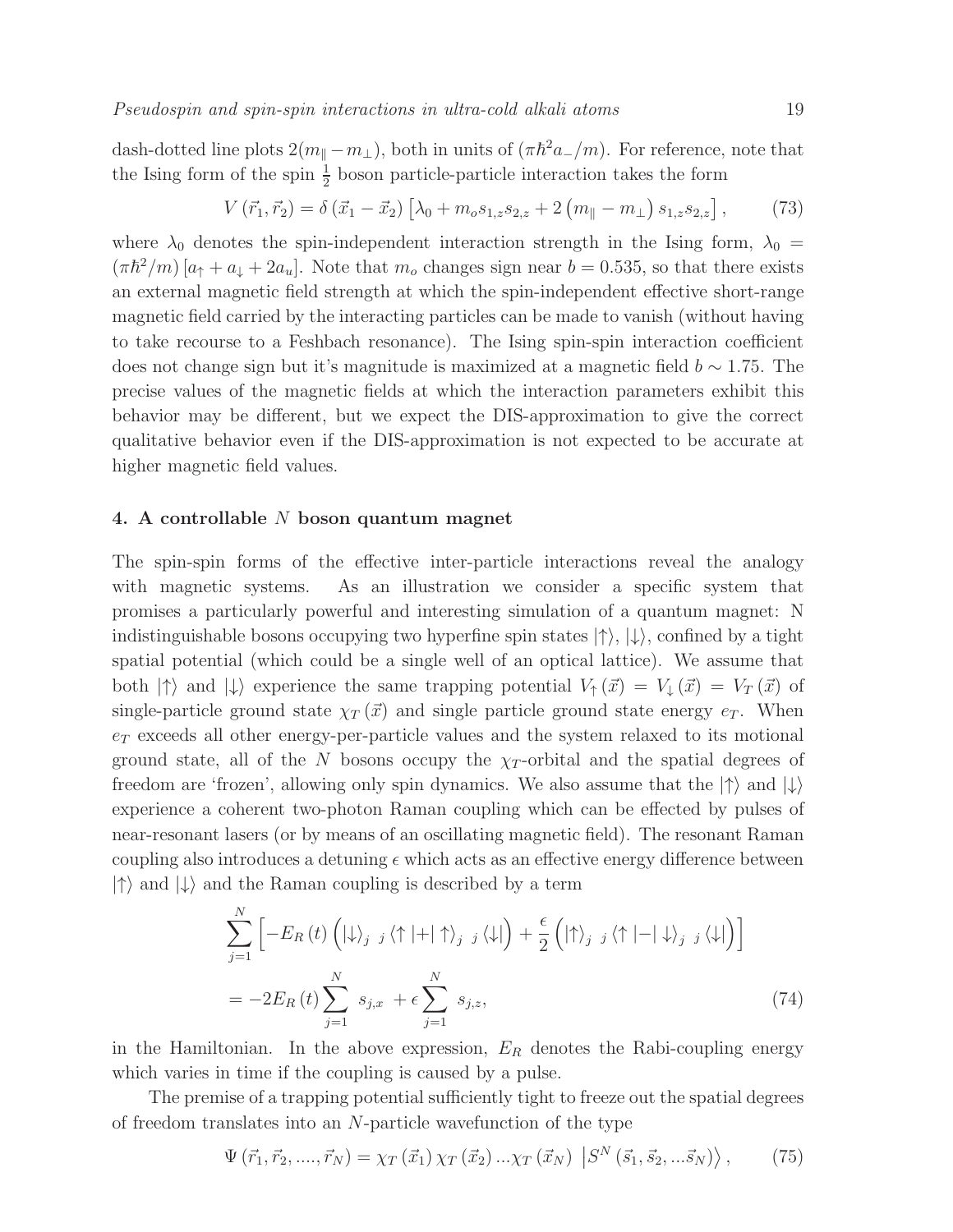dash-dotted line plots $2(m_\parallel - m_\perp)$, both in units of $(\pi\hbar^2 a_-/m)$. For reference, note that the Ising form of the spin $\frac{1}{2}$ boson particle-particle interaction takes the form

$$V(\vec{r}_1, \vec{r}_2) = \delta(\vec{x}_1 - \vec{x}_2)\left[\lambda_0 + m_o s_{1,z} s_{2,z} + 2\left(m_\parallel - m_\perp\right) s_{1,z} s_{2,z}\right], \tag{73}$$

where $\lambda_0$ denotes the spin-independent interaction strength in the Ising form, $\lambda_0 = (\pi\hbar^2/m)\left[a_\uparrow + a_\downarrow + 2a_u\right]$. Note that $m_o$ changes sign near $b = 0.535$, so that there exists an external magnetic field strength at which the spin-independent effective short-range magnetic field carried by the interacting particles can be made to vanish (without having to take recourse to a Feshbach resonance). The Ising spin-spin interaction coefficient does not change sign but it's magnitude is maximized at a magnetic field $b \sim 1.75$. The precise values of the magnetic fields at which the interaction parameters exhibit this behavior may be different, but we expect the DIS-approximation to give the correct qualitative behavior even if the DIS-approximation is not expected to be accurate at higher magnetic field values.

## 4. A controllable $N$ boson quantum magnet

The spin-spin forms of the effective inter-particle interactions reveal the analogy with magnetic systems. As an illustration we consider a specific system that promises a particularly powerful and interesting simulation of a quantum magnet: N indistinguishable bosons occupying two hyperfine spin states $|\uparrow\rangle$, $|\downarrow\rangle$, confined by a tight spatial potential (which could be a single well of an optical lattice). We assume that both $|\uparrow\rangle$ and $|\downarrow\rangle$ experience the same trapping potential $V_\uparrow(\vec{x}) = V_\downarrow(\vec{x}) = V_T(\vec{x})$ of single-particle ground state $\chi_T(\vec{x})$ and single particle ground state energy $e_T$. When $e_T$ exceeds all other energy-per-particle values and the system relaxed to its motional ground state, all of the $N$ bosons occupy the $\chi_T$-orbital and the spatial degrees of freedom are 'frozen', allowing only spin dynamics. We also assume that the $|\uparrow\rangle$ and $|\downarrow\rangle$ experience a coherent two-photon Raman coupling which can be effected by pulses of near-resonant lasers (or by means of an oscillating magnetic field). The resonant Raman coupling also introduces a detuning $\epsilon$ which acts as an effective energy difference between $|\uparrow\rangle$ and $|\downarrow\rangle$ and the Raman coupling is described by a term

$$\begin{aligned}
&\sum_{j=1}^{N}\left[-E_R(t)\left(|\downarrow\rangle_{j\ j}\langle\uparrow| + |\uparrow\rangle_{j\ j}\langle\downarrow|\right) + \frac{\epsilon}{2}\left(|\uparrow\rangle_{j\ j}\langle\uparrow| - |\downarrow\rangle_{j\ j}\langle\downarrow|\right)\right] \\
&= -2E_R(t)\sum_{j=1}^{N} s_{j,x} + \epsilon\sum_{j=1}^{N} s_{j,z},
\end{aligned} \tag{74}$$

in the Hamiltonian. In the above expression, $E_R$ denotes the Rabi-coupling energy which varies in time if the coupling is caused by a pulse.

The premise of a trapping potential sufficiently tight to freeze out the spatial degrees of freedom translates into an $N$-particle wavefunction of the type

$$\Psi(\vec{r}_1, \vec{r}_2, ...., \vec{r}_N) = \chi_T(\vec{x}_1)\,\chi_T(\vec{x}_2)\,...\chi_T(\vec{x}_N)\ \left|S^N(\vec{s}_1, \vec{s}_2, ...\vec{s}_N)\right\rangle, \tag{75}$$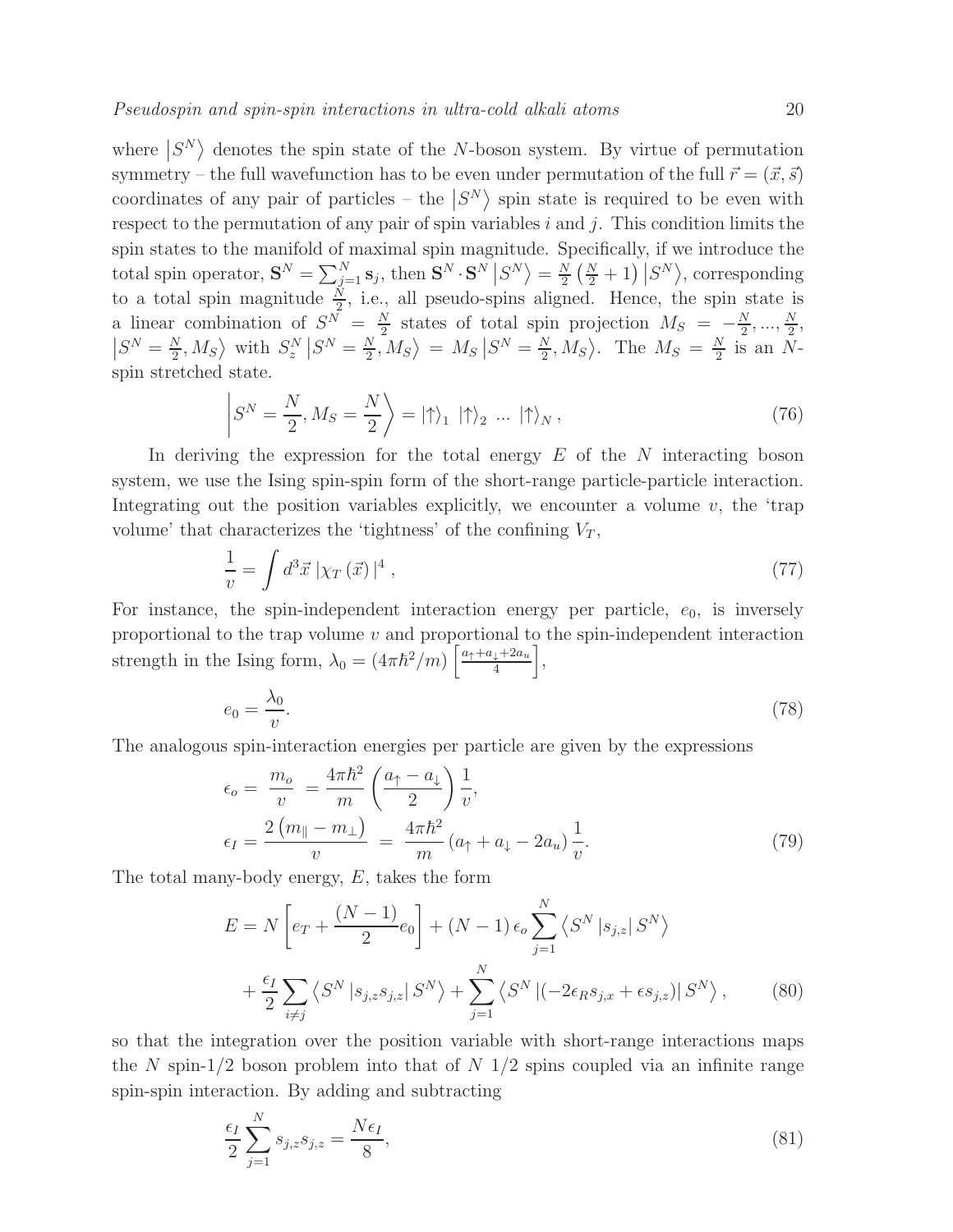where $\left|S^N\right\rangle$ denotes the spin state of the $N$-boson system. By virtue of permutation symmetry – the full wavefunction has to be even under permutation of the full $\vec{r} = (\vec{x}, \vec{s})$ coordinates of any pair of particles – the $\left|S^N\right\rangle$ spin state is required to be even with respect to the permutation of any pair of spin variables $i$ and $j$. This condition limits the spin states to the manifold of maximal spin magnitude. Specifically, if we introduce the total spin operator, $\mathbf{S}^N = \sum_{j=1}^{N} \mathbf{s}_j$, then $\mathbf{S}^N \cdot \mathbf{S}^N \left|S^N\right\rangle = \frac{N}{2}\left(\frac{N}{2}+1\right)\left|S^N\right\rangle$, corresponding to a total spin magnitude $\frac{N}{2}$, i.e., all pseudo-spins aligned. Hence, the spin state is a linear combination of $S^N = \frac{N}{2}$ states of total spin projection $M_S = -\frac{N}{2}, ..., \frac{N}{2}$, $\left|S^N = \frac{N}{2}, M_S\right\rangle$ with $S_z^N \left|S^N = \frac{N}{2}, M_S\right\rangle = M_S \left|S^N = \frac{N}{2}, M_S\right\rangle$. The $M_S = \frac{N}{2}$ is an $N$-spin stretched state.

$$
\left|S^N = \frac{N}{2}, M_S = \frac{N}{2}\right\rangle = \left|\uparrow\right\rangle_1 \left|\uparrow\right\rangle_2 \ ... \ \left|\uparrow\right\rangle_N , \tag{76}
$$

In deriving the expression for the total energy $E$ of the $N$ interacting boson system, we use the Ising spin-spin form of the short-range particle-particle interaction. Integrating out the position variables explicitly, we encounter a volume $v$, the 'trap volume' that characterizes the 'tightness' of the confining $V_T$,

$$
\frac{1}{v} = \int d^3\vec{x}\, \left|\chi_T\left(\vec{x}\right)\right|^4 , \tag{77}
$$

For instance, the spin-independent interaction energy per particle, $e_0$, is inversely proportional to the trap volume $v$ and proportional to the spin-independent interaction strength in the Ising form, $\lambda_0 = (4\pi\hbar^2/m)\left[\frac{a_\uparrow + a_\downarrow + 2a_u}{4}\right]$,

$$
e_0 = \frac{\lambda_0}{v}. \tag{78}
$$

The analogous spin-interaction energies per particle are given by the expressions

$$
\begin{aligned}
\epsilon_o &= \frac{m_o}{v} = \frac{4\pi\hbar^2}{m}\left(\frac{a_\uparrow - a_\downarrow}{2}\right)\frac{1}{v}, \\
\epsilon_I &= \frac{2\left(m_\parallel - m_\perp\right)}{v} = \frac{4\pi\hbar^2}{m}\left(a_\uparrow + a_\downarrow - 2a_u\right)\frac{1}{v}.
\end{aligned} \tag{79}
$$

The total many-body energy, $E$, takes the form

$$
\begin{aligned}
E &= N\left[e_T + \frac{(N-1)}{2}e_0\right] + (N-1)\,\epsilon_o \sum_{j=1}^{N} \left\langle S^N \left| s_{j,z} \right| S^N \right\rangle \\
&+ \frac{\epsilon_I}{2}\sum_{i \neq j} \left\langle S^N \left| s_{j,z} s_{j,z} \right| S^N \right\rangle + \sum_{j=1}^{N} \left\langle S^N \left| \left(-2\epsilon_R s_{j,x} + \epsilon s_{j,z}\right) \right| S^N \right\rangle ,
\end{aligned} \tag{80}
$$

so that the integration over the position variable with short-range interactions maps the $N$ spin-1/2 boson problem into that of $N$ 1/2 spins coupled via an infinite range spin-spin interaction. By adding and subtracting

$$
\frac{\epsilon_I}{2}\sum_{j=1}^{N} s_{j,z} s_{j,z} = \frac{N\epsilon_I}{8}, \tag{81}
$$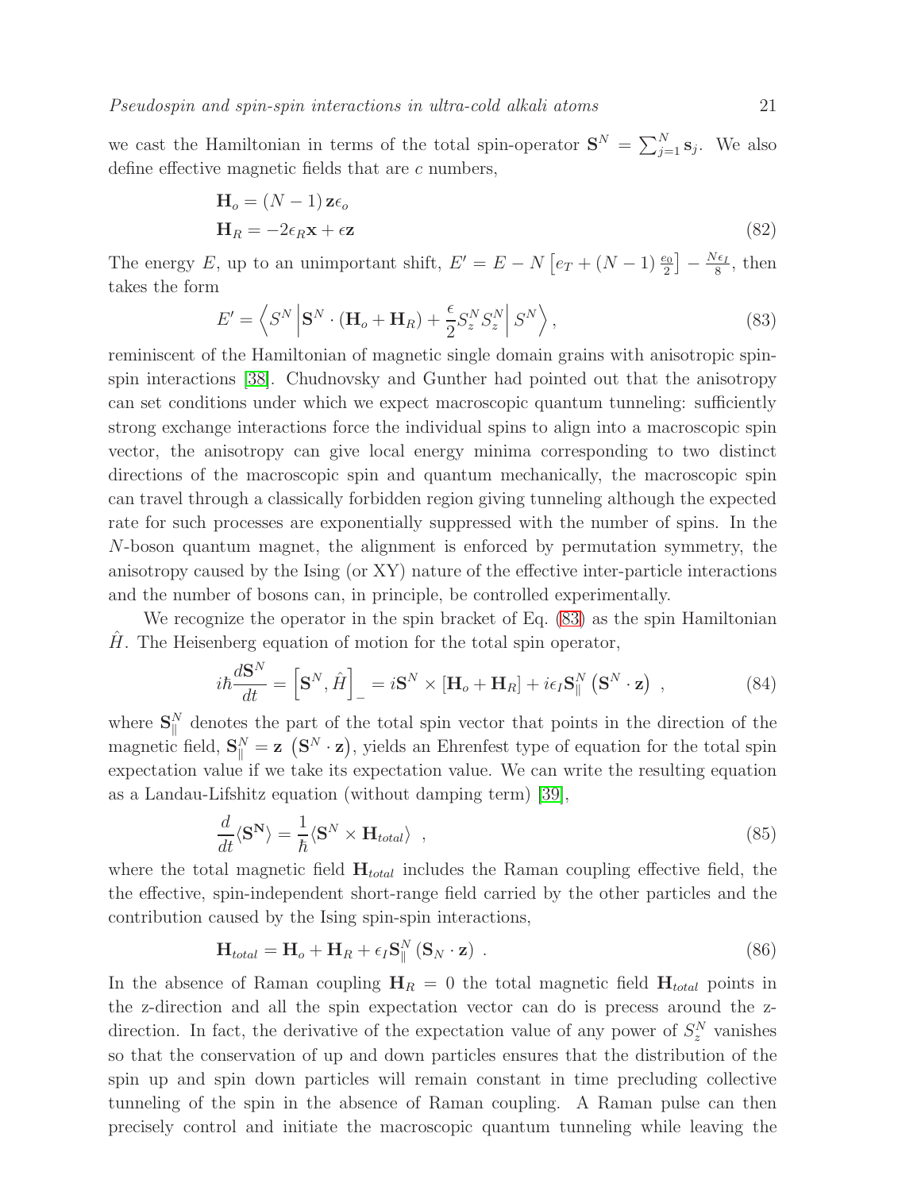we cast the Hamiltonian in terms of the total spin-operator $\mathbf{S}^N = \sum_{j=1}^{N} \mathbf{s}_j$. We also define effective magnetic fields that are $c$ numbers,

$$
\begin{aligned}
\mathbf{H}_o &= (N-1)\,\mathbf{z}\epsilon_o \\
\mathbf{H}_R &= -2\epsilon_R \mathbf{x} + \epsilon \mathbf{z}
\end{aligned}
\tag{82}
$$

The energy $E$, up to an unimportant shift, $E' = E - N\left[e_T + (N-1)\frac{e_0}{2}\right] - \frac{N\epsilon_I}{8}$, then takes the form

$$
E' = \left\langle S^N \left| \mathbf{S}^N \cdot (\mathbf{H}_o + \mathbf{H}_R) + \frac{\epsilon}{2} S_z^N S_z^N \right| S^N \right\rangle , \tag{83}
$$

reminiscent of the Hamiltonian of magnetic single domain grains with anisotropic spin-spin interactions [38]. Chudnovsky and Gunther had pointed out that the anisotropy can set conditions under which we expect macroscopic quantum tunneling: sufficiently strong exchange interactions force the individual spins to align into a macroscopic spin vector, the anisotropy can give local energy minima corresponding to two distinct directions of the macroscopic spin and quantum mechanically, the macroscopic spin can travel through a classically forbidden region giving tunneling although the expected rate for such processes are exponentially suppressed with the number of spins. In the $N$-boson quantum magnet, the alignment is enforced by permutation symmetry, the anisotropy caused by the Ising (or XY) nature of the effective inter-particle interactions and the number of bosons can, in principle, be controlled experimentally.

We recognize the operator in the spin bracket of Eq. (83) as the spin Hamiltonian $\hat{H}$. The Heisenberg equation of motion for the total spin operator,

$$
i\hbar \frac{d\mathbf{S}^N}{dt} = \left[\mathbf{S}^N, \hat{H}\right]_- = i\mathbf{S}^N \times [\mathbf{H}_o + \mathbf{H}_R] + i\epsilon_I \mathbf{S}_\parallel^N \left(\mathbf{S}^N \cdot \mathbf{z}\right) , \tag{84}
$$

where $\mathbf{S}_\parallel^N$ denotes the part of the total spin vector that points in the direction of the magnetic field, $\mathbf{S}_\parallel^N = \mathbf{z}\left(\mathbf{S}^N \cdot \mathbf{z}\right)$, yields an Ehrenfest type of equation for the total spin expectation value if we take its expectation value. We can write the resulting equation as a Landau-Lifshitz equation (without damping term) [39],

$$
\frac{d}{dt}\langle \mathbf{S^N} \rangle = \frac{1}{\hbar} \langle \mathbf{S}^N \times \mathbf{H}_{total} \rangle , \tag{85}
$$

where the total magnetic field $\mathbf{H}_{total}$ includes the Raman coupling effective field, the the effective, spin-independent short-range field carried by the other particles and the contribution caused by the Ising spin-spin interactions,

$$
\mathbf{H}_{total} = \mathbf{H}_o + \mathbf{H}_R + \epsilon_I \mathbf{S}_\parallel^N \left(\mathbf{S}_N \cdot \mathbf{z}\right) . \tag{86}
$$

In the absence of Raman coupling $\mathbf{H}_R = 0$ the total magnetic field $\mathbf{H}_{total}$ points in the z-direction and all the spin expectation vector can do is precess around the z-direction. In fact, the derivative of the expectation value of any power of $S_z^N$ vanishes so that the conservation of up and down particles ensures that the distribution of the spin up and spin down particles will remain constant in time precluding collective tunneling of the spin in the absence of Raman coupling. A Raman pulse can then precisely control and initiate the macroscopic quantum tunneling while leaving the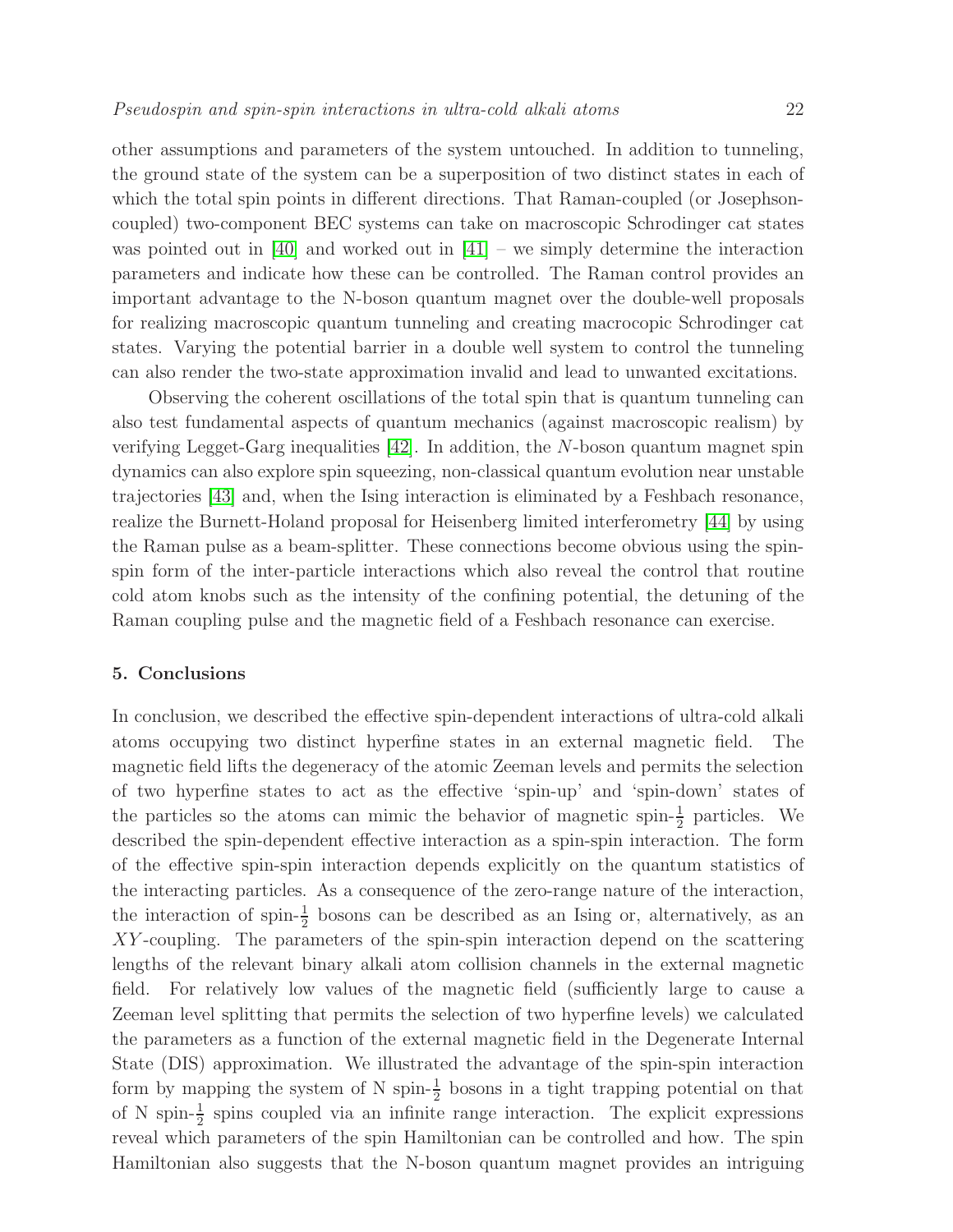other assumptions and parameters of the system untouched. In addition to tunneling, the ground state of the system can be a superposition of two distinct states in each of which the total spin points in different directions. That Raman-coupled (or Josephson-coupled) two-component BEC systems can take on macroscopic Schrodinger cat states was pointed out in [40] and worked out in [41] – we simply determine the interaction parameters and indicate how these can be controlled. The Raman control provides an important advantage to the N-boson quantum magnet over the double-well proposals for realizing macroscopic quantum tunneling and creating macrocopic Schrodinger cat states. Varying the potential barrier in a double well system to control the tunneling can also render the two-state approximation invalid and lead to unwanted excitations.

Observing the coherent oscillations of the total spin that is quantum tunneling can also test fundamental aspects of quantum mechanics (against macroscopic realism) by verifying Legget-Garg inequalities [42]. In addition, the $N$-boson quantum magnet spin dynamics can also explore spin squeezing, non-classical quantum evolution near unstable trajectories [43] and, when the Ising interaction is eliminated by a Feshbach resonance, realize the Burnett-Holand proposal for Heisenberg limited interferometry [44] by using the Raman pulse as a beam-splitter. These connections become obvious using the spin-spin form of the inter-particle interactions which also reveal the control that routine cold atom knobs such as the intensity of the confining potential, the detuning of the Raman coupling pulse and the magnetic field of a Feshbach resonance can exercise.

## 5. Conclusions

In conclusion, we described the effective spin-dependent interactions of ultra-cold alkali atoms occupying two distinct hyperfine states in an external magnetic field. The magnetic field lifts the degeneracy of the atomic Zeeman levels and permits the selection of two hyperfine states to act as the effective 'spin-up' and 'spin-down' states of the particles so the atoms can mimic the behavior of magnetic spin-$\frac{1}{2}$ particles. We described the spin-dependent effective interaction as a spin-spin interaction. The form of the effective spin-spin interaction depends explicitly on the quantum statistics of the interacting particles. As a consequence of the zero-range nature of the interaction, the interaction of spin-$\frac{1}{2}$ bosons can be described as an Ising or, alternatively, as an $XY$-coupling. The parameters of the spin-spin interaction depend on the scattering lengths of the relevant binary alkali atom collision channels in the external magnetic field. For relatively low values of the magnetic field (sufficiently large to cause a Zeeman level splitting that permits the selection of two hyperfine levels) we calculated the parameters as a function of the external magnetic field in the Degenerate Internal State (DIS) approximation. We illustrated the advantage of the spin-spin interaction form by mapping the system of N spin-$\frac{1}{2}$ bosons in a tight trapping potential on that of N spin-$\frac{1}{2}$ spins coupled via an infinite range interaction. The explicit expressions reveal which parameters of the spin Hamiltonian can be controlled and how. The spin Hamiltonian also suggests that the N-boson quantum magnet provides an intriguing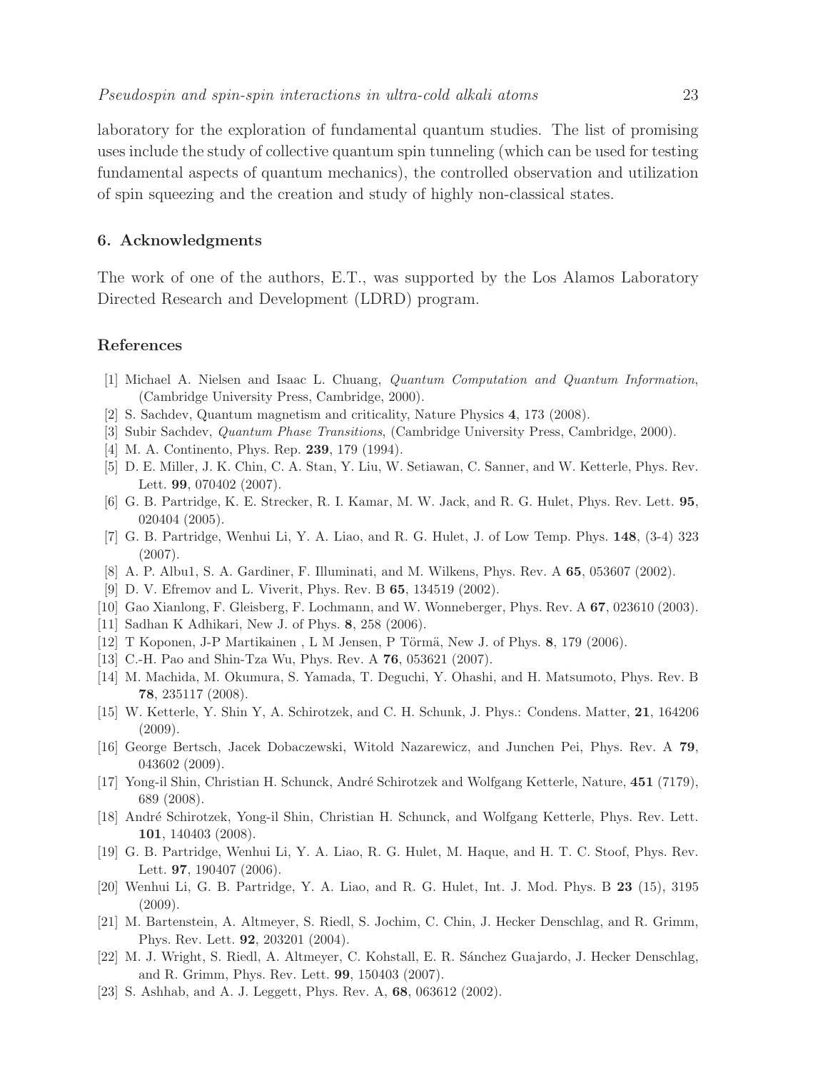laboratory for the exploration of fundamental quantum studies. The list of promising uses include the study of collective quantum spin tunneling (which can be used for testing fundamental aspects of quantum mechanics), the controlled observation and utilization of spin squeezing and the creation and study of highly non-classical states.

## 6. Acknowledgments

The work of one of the authors, E.T., was supported by the Los Alamos Laboratory Directed Research and Development (LDRD) program.

## References

[1] Michael A. Nielsen and Isaac L. Chuang, *Quantum Computation and Quantum Information*, (Cambridge University Press, Cambridge, 2000).

[2] S. Sachdev, Quantum magnetism and criticality, Nature Physics **4**, 173 (2008).

[3] Subir Sachdev, *Quantum Phase Transitions*, (Cambridge University Press, Cambridge, 2000).

[4] M. A. Continento, Phys. Rep. **239**, 179 (1994).

[5] D. E. Miller, J. K. Chin, C. A. Stan, Y. Liu, W. Setiawan, C. Sanner, and W. Ketterle, Phys. Rev. Lett. **99**, 070402 (2007).

[6] G. B. Partridge, K. E. Strecker, R. I. Kamar, M. W. Jack, and R. G. Hulet, Phys. Rev. Lett. **95**, 020404 (2005).

[7] G. B. Partridge, Wenhui Li, Y. A. Liao, and R. G. Hulet, J. of Low Temp. Phys. **148**, (3-4) 323 (2007).

[8] A. P. Albu1, S. A. Gardiner, F. Illuminati, and M. Wilkens, Phys. Rev. A **65**, 053607 (2002).

[9] D. V. Efremov and L. Viverit, Phys. Rev. B **65**, 134519 (2002).

[10] Gao Xianlong, F. Gleisberg, F. Lochmann, and W. Wonneberger, Phys. Rev. A **67**, 023610 (2003).

[11] Sadhan K Adhikari, New J. of Phys. **8**, 258 (2006).

[12] T Koponen, J-P Martikainen , L M Jensen, P Törmä, New J. of Phys. **8**, 179 (2006).

[13] C.-H. Pao and Shin-Tza Wu, Phys. Rev. A **76**, 053621 (2007).

[14] M. Machida, M. Okumura, S. Yamada, T. Deguchi, Y. Ohashi, and H. Matsumoto, Phys. Rev. B **78**, 235117 (2008).

[15] W. Ketterle, Y. Shin Y, A. Schirotzek, and C. H. Schunk, J. Phys.: Condens. Matter, **21**, 164206 (2009).

[16] George Bertsch, Jacek Dobaczewski, Witold Nazarewicz, and Junchen Pei, Phys. Rev. A **79**, 043602 (2009).

[17] Yong-il Shin, Christian H. Schunck, André Schirotzek and Wolfgang Ketterle, Nature, **451** (7179), 689 (2008).

[18] André Schirotzek, Yong-il Shin, Christian H. Schunck, and Wolfgang Ketterle, Phys. Rev. Lett. **101**, 140403 (2008).

[19] G. B. Partridge, Wenhui Li, Y. A. Liao, R. G. Hulet, M. Haque, and H. T. C. Stoof, Phys. Rev. Lett. **97**, 190407 (2006).

[20] Wenhui Li, G. B. Partridge, Y. A. Liao, and R. G. Hulet, Int. J. Mod. Phys. B **23** (15), 3195 (2009).

[21] M. Bartenstein, A. Altmeyer, S. Riedl, S. Jochim, C. Chin, J. Hecker Denschlag, and R. Grimm, Phys. Rev. Lett. **92**, 203201 (2004).

[22] M. J. Wright, S. Riedl, A. Altmeyer, C. Kohstall, E. R. Sánchez Guajardo, J. Hecker Denschlag, and R. Grimm, Phys. Rev. Lett. **99**, 150403 (2007).

[23] S. Ashhab, and A. J. Leggett, Phys. Rev. A, **68**, 063612 (2002).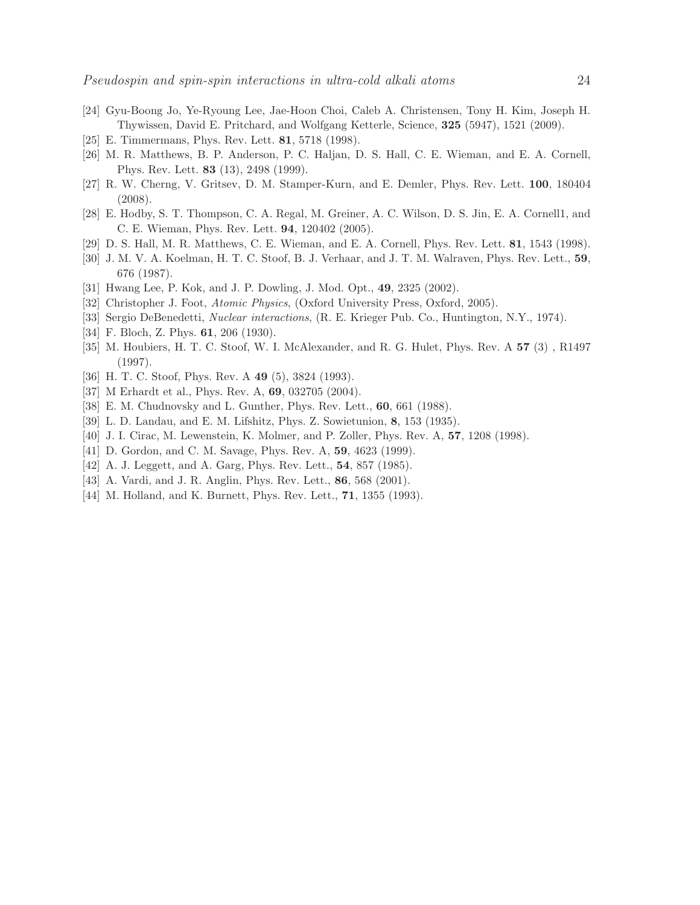[24] Gyu-Boong Jo, Ye-Ryoung Lee, Jae-Hoon Choi, Caleb A. Christensen, Tony H. Kim, Joseph H. Thywissen, David E. Pritchard, and Wolfgang Ketterle, Science, **325** (5947), 1521 (2009).

[25] E. Timmermans, Phys. Rev. Lett. **81**, 5718 (1998).

[26] M. R. Matthews, B. P. Anderson, P. C. Haljan, D. S. Hall, C. E. Wieman, and E. A. Cornell, Phys. Rev. Lett. **83** (13), 2498 (1999).

[27] R. W. Cherng, V. Gritsev, D. M. Stamper-Kurn, and E. Demler, Phys. Rev. Lett. **100**, 180404 (2008).

[28] E. Hodby, S. T. Thompson, C. A. Regal, M. Greiner, A. C. Wilson, D. S. Jin, E. A. Cornell1, and C. E. Wieman, Phys. Rev. Lett. **94**, 120402 (2005).

[29] D. S. Hall, M. R. Matthews, C. E. Wieman, and E. A. Cornell, Phys. Rev. Lett. **81**, 1543 (1998).

[30] J. M. V. A. Koelman, H. T. C. Stoof, B. J. Verhaar, and J. T. M. Walraven, Phys. Rev. Lett., **59**, 676 (1987).

[31] Hwang Lee, P. Kok, and J. P. Dowling, J. Mod. Opt., **49**, 2325 (2002).

[32] Christopher J. Foot, *Atomic Physics*, (Oxford University Press, Oxford, 2005).

[33] Sergio DeBenedetti, *Nuclear interactions*, (R. E. Krieger Pub. Co., Huntington, N.Y., 1974).

[34] F. Bloch, Z. Phys. **61**, 206 (1930).

[35] M. Houbiers, H. T. C. Stoof, W. I. McAlexander, and R. G. Hulet, Phys. Rev. A **57** (3) , R1497 (1997).

[36] H. T. C. Stoof, Phys. Rev. A **49** (5), 3824 (1993).

[37] M Erhardt et al., Phys. Rev. A, **69**, 032705 (2004).

[38] E. M. Chudnovsky and L. Gunther, Phys. Rev. Lett., **60**, 661 (1988).

[39] L. D. Landau, and E. M. Lifshitz, Phys. Z. Sowietunion, **8**, 153 (1935).

[40] J. I. Cirac, M. Lewenstein, K. Molmer, and P. Zoller, Phys. Rev. A, **57**, 1208 (1998).

[41] D. Gordon, and C. M. Savage, Phys. Rev. A, **59**, 4623 (1999).

[42] A. J. Leggett, and A. Garg, Phys. Rev. Lett., **54**, 857 (1985).

[43] A. Vardi, and J. R. Anglin, Phys. Rev. Lett., **86**, 568 (2001).

[44] M. Holland, and K. Burnett, Phys. Rev. Lett., **71**, 1355 (1993).